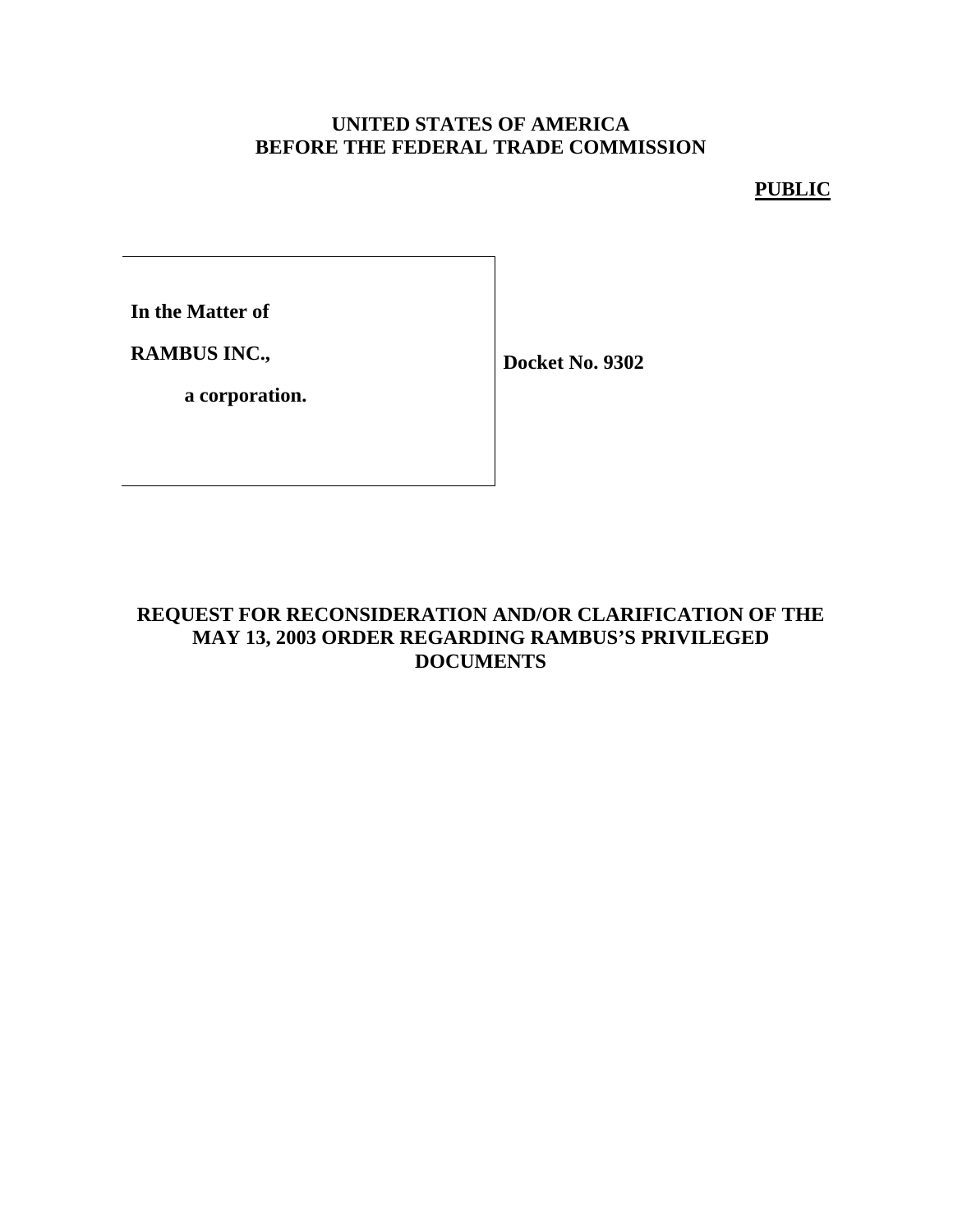**UNITED STATES OF AMERICA**
**BEFORE THE FEDERAL TRADE COMMISSION**

**PUBLIC**

| | |
|---|---|
| **In the Matter of**<br><br>**RAMBUS INC.,**<br><br>**a corporation.** | **Docket No. 9302** |

# REQUEST FOR RECONSIDERATION AND/OR CLARIFICATION OF THE MAY 13, 2003 ORDER REGARDING RAMBUS'S PRIVILEGED DOCUMENTS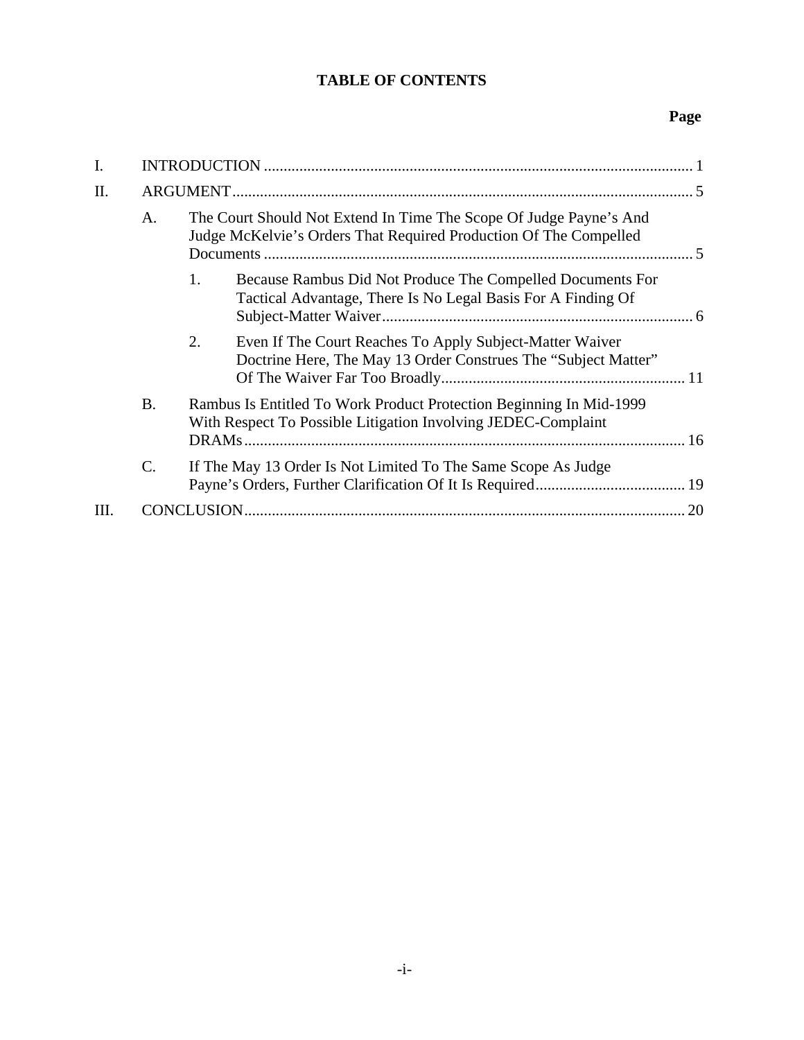# TABLE OF CONTENTS

**Page**

I. INTRODUCTION ........................................................................................................... 1

II. ARGUMENT .................................................................................................................. 5

A. The Court Should Not Extend In Time The Scope Of Judge Payne's And Judge McKelvie's Orders That Required Production Of The Compelled Documents ........................................................................................................... 5

1. Because Rambus Did Not Produce The Compelled Documents For Tactical Advantage, There Is No Legal Basis For A Finding Of Subject-Matter Waiver ............................................................................... 6

2. Even If The Court Reaches To Apply Subject-Matter Waiver Doctrine Here, The May 13 Order Construes The "Subject Matter" Of The Waiver Far Too Broadly ............................................................ 11

B. Rambus Is Entitled To Work Product Protection Beginning In Mid-1999 With Respect To Possible Litigation Involving JEDEC-Complaint DRAMs ............................................................................................................... 16

C. If The May 13 Order Is Not Limited To The Same Scope As Judge Payne's Orders, Further Clarification Of It Is Required ...................................... 19

III. CONCLUSION ................................................................................................................ 20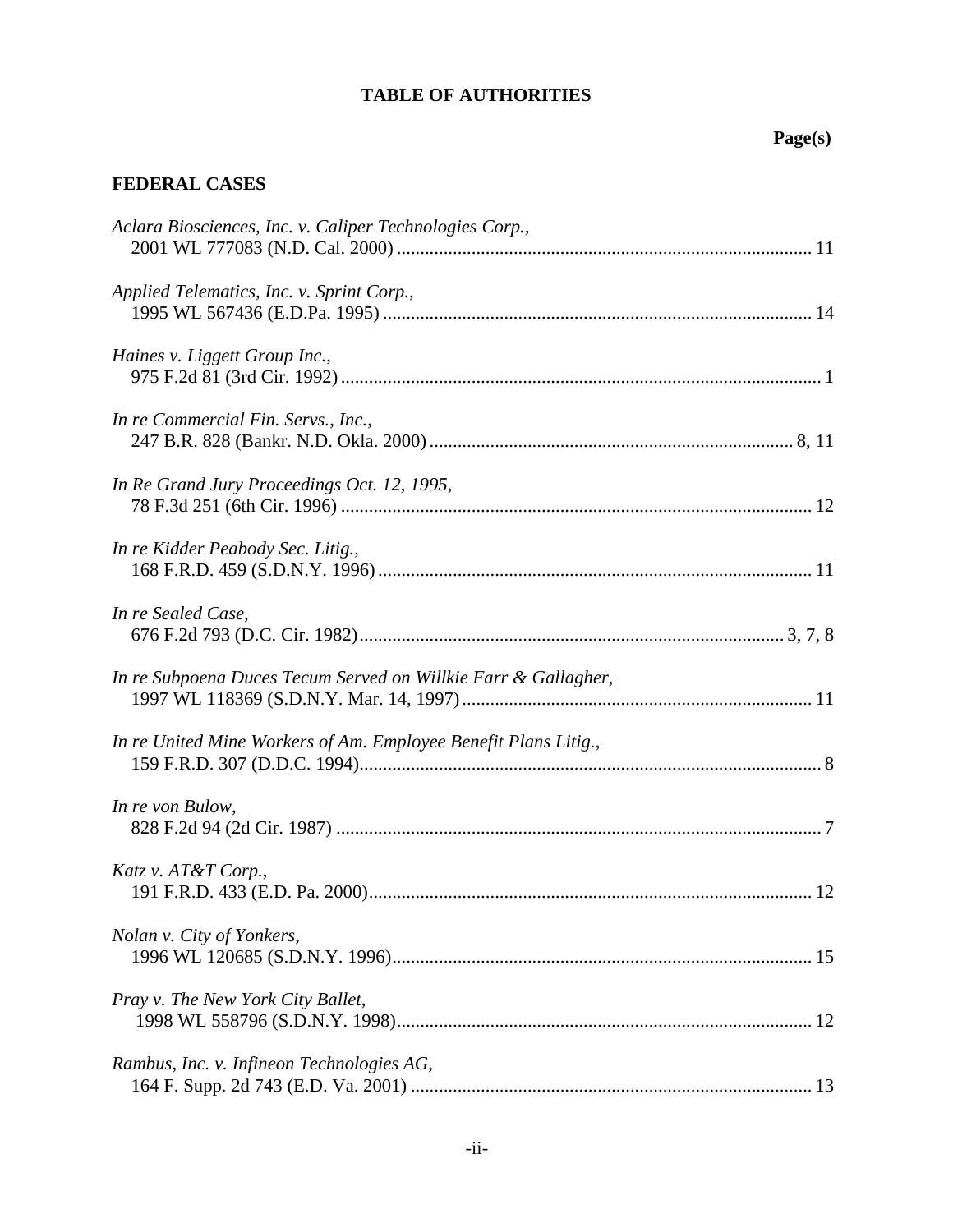# TABLE OF AUTHORITIES

**Page(s)**

## FEDERAL CASES

*Aclara Biosciences, Inc. v. Caliper Technologies Corp.*,
2001 WL 777083 (N.D. Cal. 2000) ........................................................................................ 11

*Applied Telematics, Inc. v. Sprint Corp.*,
1995 WL 567436 (E.D.Pa. 1995) .......................................................................................... 14

*Haines v. Liggett Group Inc.*,
975 F.2d 81 (3rd Cir. 1992) ..................................................................................................... 1

*In re Commercial Fin. Servs., Inc.*,
247 B.R. 828 (Bankr. N.D. Okla. 2000) ............................................................................. 8, 11

*In Re Grand Jury Proceedings Oct. 12, 1995*,
78 F.3d 251 (6th Cir. 1996) .................................................................................................... 12

*In re Kidder Peabody Sec. Litig.*,
168 F.R.D. 459 (S.D.N.Y. 1996) ............................................................................................ 11

*In re Sealed Case*,
676 F.2d 793 (D.C. Cir. 1982) ........................................................................................ 3, 7, 8

*In re Subpoena Duces Tecum Served on Willkie Farr & Gallagher*,
1997 WL 118369 (S.D.N.Y. Mar. 14, 1997) .......................................................................... 11

*In re United Mine Workers of Am. Employee Benefit Plans Litig.*,
159 F.R.D. 307 (D.D.C. 1994) .................................................................................................. 8

*In re von Bulow*,
828 F.2d 94 (2d Cir. 1987) ....................................................................................................... 7

*Katz v. AT&T Corp.*,
191 F.R.D. 433 (E.D. Pa. 2000) .............................................................................................. 12

*Nolan v. City of Yonkers*,
1996 WL 120685 (S.D.N.Y. 1996) ......................................................................................... 15

*Pray v. The New York City Ballet*,
1998 WL 558796 (S.D.N.Y. 1998) ....................................................................................... 12

*Rambus, Inc. v. Infineon Technologies AG*,
164 F. Supp. 2d 743 (E.D. Va. 2001) .................................................................................... 13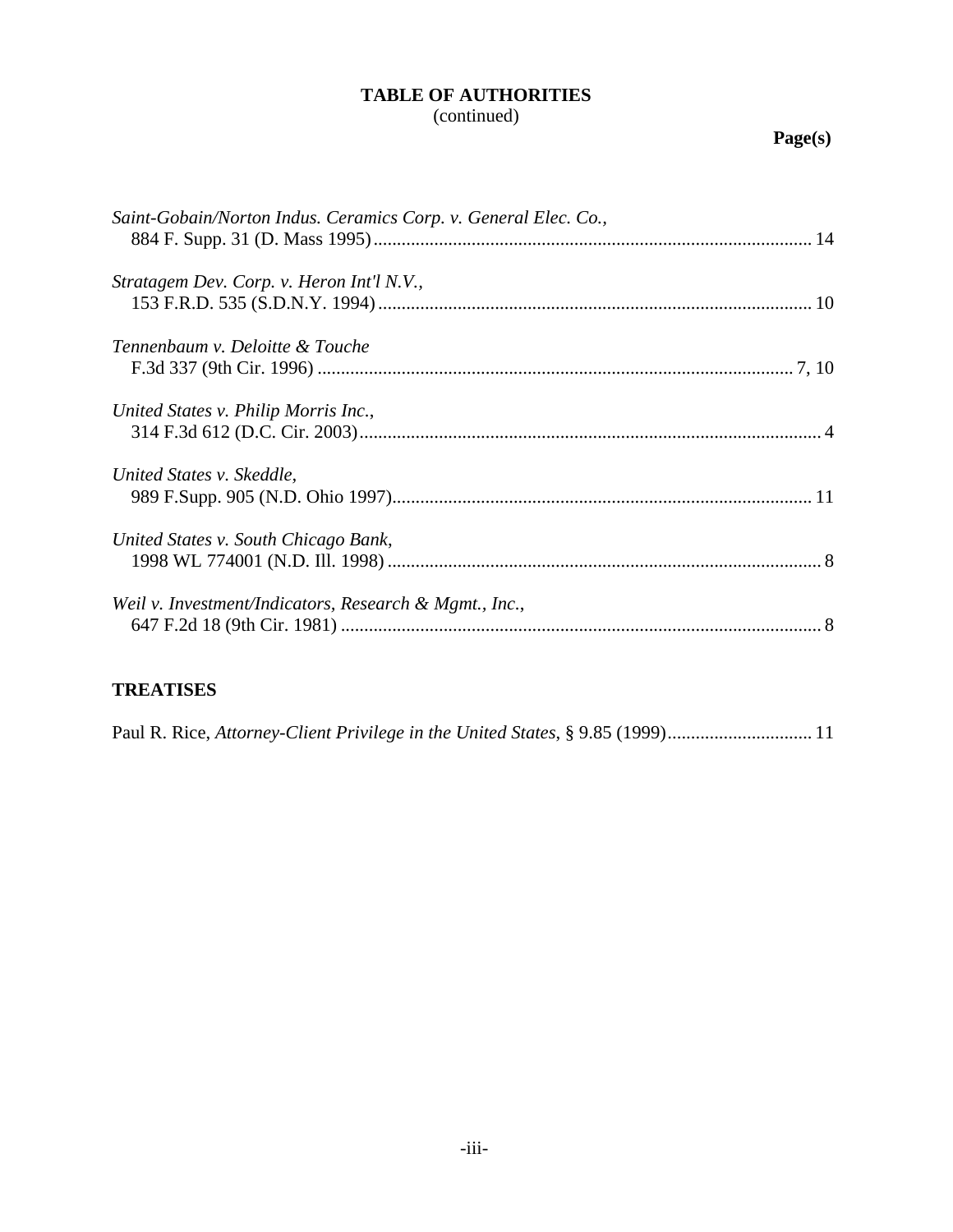**TABLE OF AUTHORITIES**
(continued)

**Page(s)**

*Saint-Gobain/Norton Indus. Ceramics Corp. v. General Elec. Co.,*
884 F. Supp. 31 (D. Mass 1995) .......... 14

*Stratagem Dev. Corp. v. Heron Int'l N.V.,*
153 F.R.D. 535 (S.D.N.Y. 1994) .......... 10

*Tennenbaum v. Deloitte & Touche*
F.3d 337 (9th Cir. 1996) .......... 7, 10

*United States v. Philip Morris Inc.*,
314 F.3d 612 (D.C. Cir. 2003) .......... 4

*United States v. Skeddle,*
989 F.Supp. 905 (N.D. Ohio 1997) .......... 11

*United States v. South Chicago Bank*,
1998 WL 774001 (N.D. Ill. 1998) .......... 8

*Weil v. Investment/Indicators, Research & Mgmt., Inc.*,
647 F.2d 18 (9th Cir. 1981) .......... 8

**TREATISES**

Paul R. Rice, *Attorney-Client Privilege in the United States*, § 9.85 (1999) .......... 11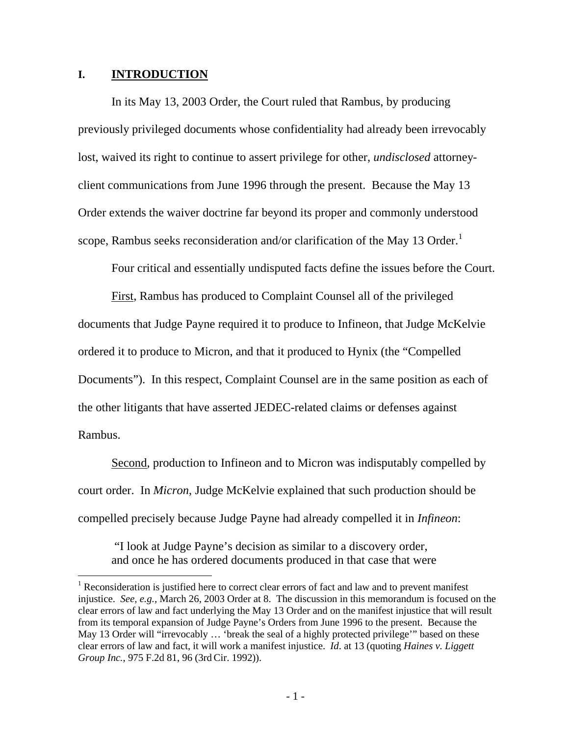## I. INTRODUCTION

In its May 13, 2003 Order, the Court ruled that Rambus, by producing previously privileged documents whose confidentiality had already been irrevocably lost, waived its right to continue to assert privilege for other, *undisclosed* attorney-client communications from June 1996 through the present. Because the May 13 Order extends the waiver doctrine far beyond its proper and commonly understood scope, Rambus seeks reconsideration and/or clarification of the May 13 Order.[1]

Four critical and essentially undisputed facts define the issues before the Court.

First, Rambus has produced to Complaint Counsel all of the privileged documents that Judge Payne required it to produce to Infineon, that Judge McKelvie ordered it to produce to Micron, and that it produced to Hynix (the "Compelled Documents"). In this respect, Complaint Counsel are in the same position as each of the other litigants that have asserted JEDEC-related claims or defenses against Rambus.

Second, production to Infineon and to Micron was indisputably compelled by court order. In *Micron*, Judge McKelvie explained that such production should be compelled precisely because Judge Payne had already compelled it in *Infineon*:

> "I look at Judge Payne's decision as similar to a discovery order, and once he has ordered documents produced in that case that were

---

[1] Reconsideration is justified here to correct clear errors of fact and law and to prevent manifest injustice. *See, e.g.*, March 26, 2003 Order at 8. The discussion in this memorandum is focused on the clear errors of law and fact underlying the May 13 Order and on the manifest injustice that will result from its temporal expansion of Judge Payne's Orders from June 1996 to the present. Because the May 13 Order will "irrevocably … 'break the seal of a highly protected privilege'" based on these clear errors of law and fact, it will work a manifest injustice. *Id*. at 13 (quoting *Haines v. Liggett Group Inc.*, 975 F.2d 81, 96 (3rd Cir. 1992)).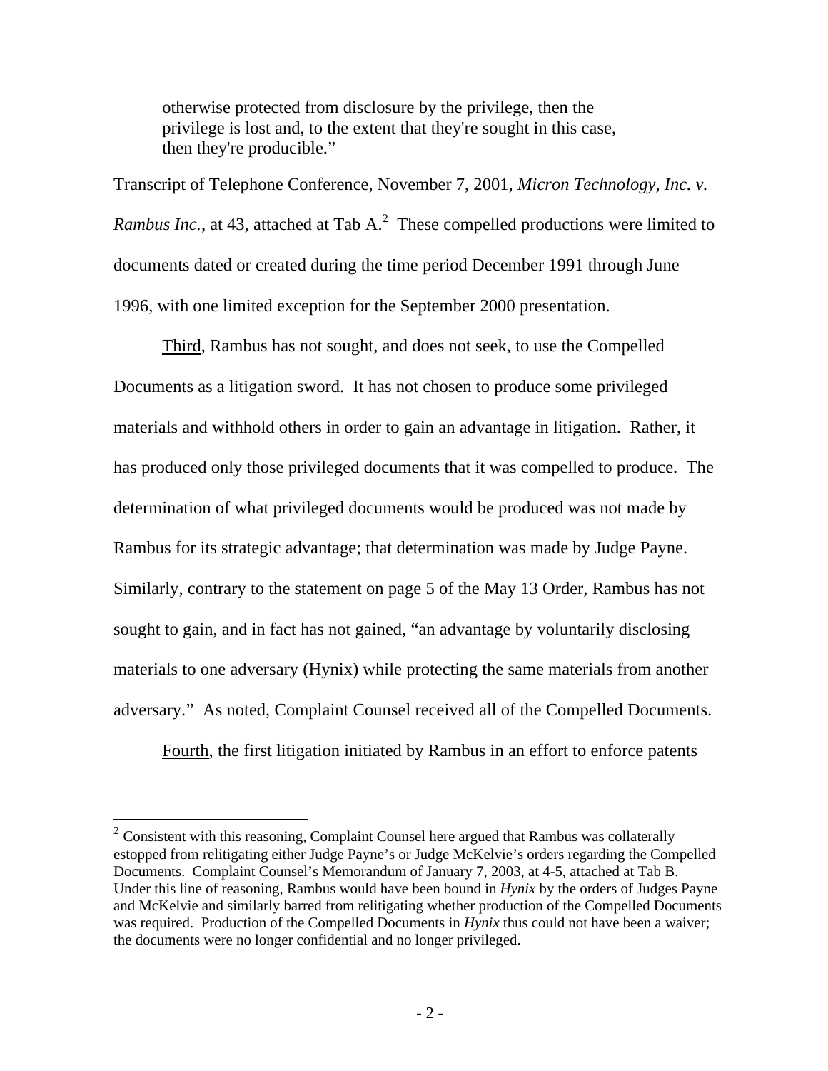> otherwise protected from disclosure by the privilege, then the privilege is lost and, to the extent that they're sought in this case, then they're producible."

Transcript of Telephone Conference, November 7, 2001, *Micron Technology, Inc. v. Rambus Inc.*, at 43, attached at Tab A.[2] These compelled productions were limited to documents dated or created during the time period December 1991 through June 1996, with one limited exception for the September 2000 presentation.

Third, Rambus has not sought, and does not seek, to use the Compelled Documents as a litigation sword. It has not chosen to produce some privileged materials and withhold others in order to gain an advantage in litigation. Rather, it has produced only those privileged documents that it was compelled to produce. The determination of what privileged documents would be produced was not made by Rambus for its strategic advantage; that determination was made by Judge Payne. Similarly, contrary to the statement on page 5 of the May 13 Order, Rambus has not sought to gain, and in fact has not gained, "an advantage by voluntarily disclosing materials to one adversary (Hynix) while protecting the same materials from another adversary." As noted, Complaint Counsel received all of the Compelled Documents.

Fourth, the first litigation initiated by Rambus in an effort to enforce patents

---

[2] Consistent with this reasoning, Complaint Counsel here argued that Rambus was collaterally estopped from relitigating either Judge Payne's or Judge McKelvie's orders regarding the Compelled Documents. Complaint Counsel's Memorandum of January 7, 2003, at 4-5, attached at Tab B. Under this line of reasoning, Rambus would have been bound in *Hynix* by the orders of Judges Payne and McKelvie and similarly barred from relitigating whether production of the Compelled Documents was required. Production of the Compelled Documents in *Hynix* thus could not have been a waiver; the documents were no longer confidential and no longer privileged.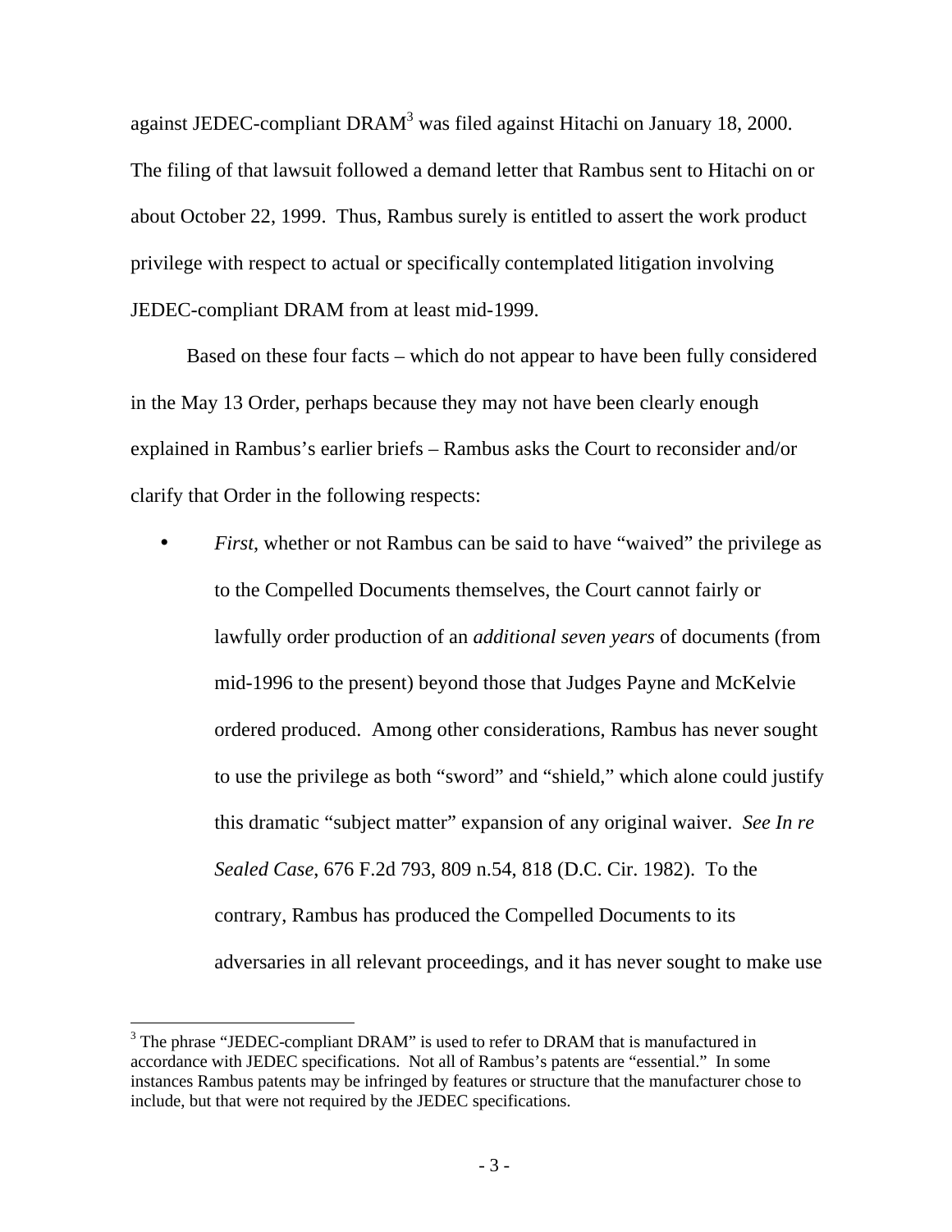against JEDEC-compliant DRAM[3] was filed against Hitachi on January 18, 2000. The filing of that lawsuit followed a demand letter that Rambus sent to Hitachi on or about October 22, 1999. Thus, Rambus surely is entitled to assert the work product privilege with respect to actual or specifically contemplated litigation involving JEDEC-compliant DRAM from at least mid-1999.

Based on these four facts – which do not appear to have been fully considered in the May 13 Order, perhaps because they may not have been clearly enough explained in Rambus's earlier briefs – Rambus asks the Court to reconsider and/or clarify that Order in the following respects:

- *First*, whether or not Rambus can be said to have "waived" the privilege as to the Compelled Documents themselves, the Court cannot fairly or lawfully order production of an *additional seven years* of documents (from mid-1996 to the present) beyond those that Judges Payne and McKelvie ordered produced. Among other considerations, Rambus has never sought to use the privilege as both "sword" and "shield," which alone could justify this dramatic "subject matter" expansion of any original waiver. *See In re Sealed Case*, 676 F.2d 793, 809 n.54, 818 (D.C. Cir. 1982). To the contrary, Rambus has produced the Compelled Documents to its adversaries in all relevant proceedings, and it has never sought to make use

[3] The phrase "JEDEC-compliant DRAM" is used to refer to DRAM that is manufactured in accordance with JEDEC specifications. Not all of Rambus's patents are "essential." In some instances Rambus patents may be infringed by features or structure that the manufacturer chose to include, but that were not required by the JEDEC specifications.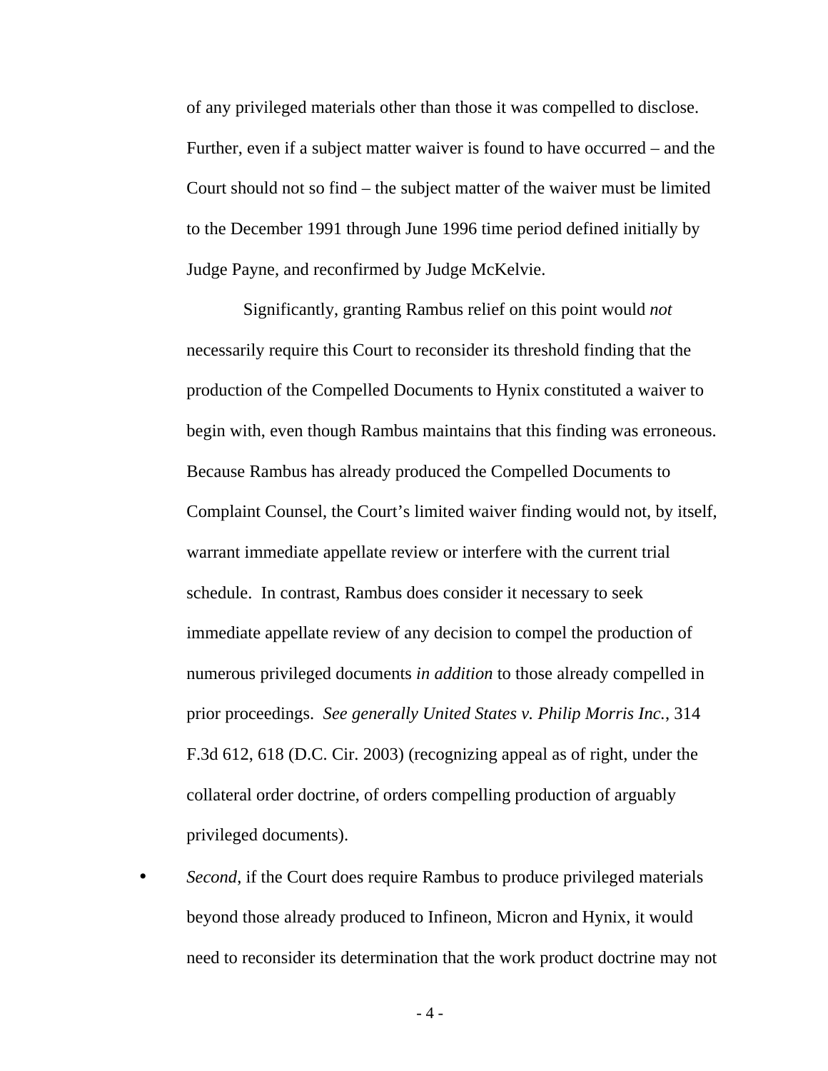of any privileged materials other than those it was compelled to disclose. Further, even if a subject matter waiver is found to have occurred – and the Court should not so find – the subject matter of the waiver must be limited to the December 1991 through June 1996 time period defined initially by Judge Payne, and reconfirmed by Judge McKelvie.

Significantly, granting Rambus relief on this point would *not* necessarily require this Court to reconsider its threshold finding that the production of the Compelled Documents to Hynix constituted a waiver to begin with, even though Rambus maintains that this finding was erroneous. Because Rambus has already produced the Compelled Documents to Complaint Counsel, the Court's limited waiver finding would not, by itself, warrant immediate appellate review or interfere with the current trial schedule. In contrast, Rambus does consider it necessary to seek immediate appellate review of any decision to compel the production of numerous privileged documents *in addition* to those already compelled in prior proceedings. *See generally United States v. Philip Morris Inc.*, 314 F.3d 612, 618 (D.C. Cir. 2003) (recognizing appeal as of right, under the collateral order doctrine, of orders compelling production of arguably privileged documents).

- *Second*, if the Court does require Rambus to produce privileged materials beyond those already produced to Infineon, Micron and Hynix, it would need to reconsider its determination that the work product doctrine may not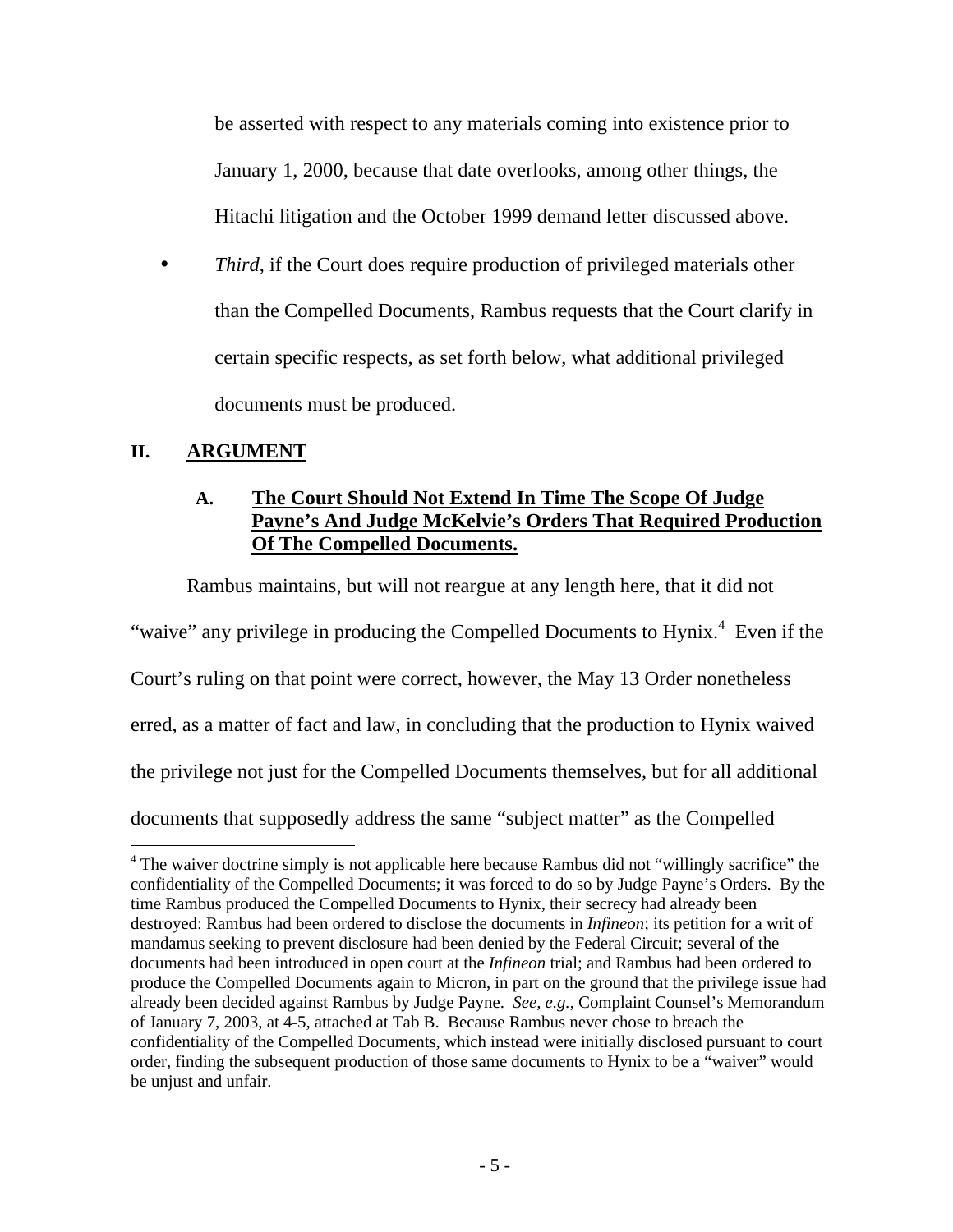be asserted with respect to any materials coming into existence prior to January 1, 2000, because that date overlooks, among other things, the Hitachi litigation and the October 1999 demand letter discussed above.

- *Third*, if the Court does require production of privileged materials other than the Compelled Documents, Rambus requests that the Court clarify in certain specific respects, as set forth below, what additional privileged documents must be produced.

## II. ARGUMENT

### A. The Court Should Not Extend In Time The Scope Of Judge Payne's And Judge McKelvie's Orders That Required Production Of The Compelled Documents.

Rambus maintains, but will not reargue at any length here, that it did not "waive" any privilege in producing the Compelled Documents to Hynix.[4] Even if the Court's ruling on that point were correct, however, the May 13 Order nonetheless erred, as a matter of fact and law, in concluding that the production to Hynix waived the privilege not just for the Compelled Documents themselves, but for all additional documents that supposedly address the same "subject matter" as the Compelled

[4] The waiver doctrine simply is not applicable here because Rambus did not "willingly sacrifice" the confidentiality of the Compelled Documents; it was forced to do so by Judge Payne's Orders. By the time Rambus produced the Compelled Documents to Hynix, their secrecy had already been destroyed: Rambus had been ordered to disclose the documents in *Infineon*; its petition for a writ of mandamus seeking to prevent disclosure had been denied by the Federal Circuit; several of the documents had been introduced in open court at the *Infineon* trial; and Rambus had been ordered to produce the Compelled Documents again to Micron, in part on the ground that the privilege issue had already been decided against Rambus by Judge Payne. *See, e.g.*, Complaint Counsel's Memorandum of January 7, 2003, at 4-5, attached at Tab B. Because Rambus never chose to breach the confidentiality of the Compelled Documents, which instead were initially disclosed pursuant to court order, finding the subsequent production of those same documents to Hynix to be a "waiver" would be unjust and unfair.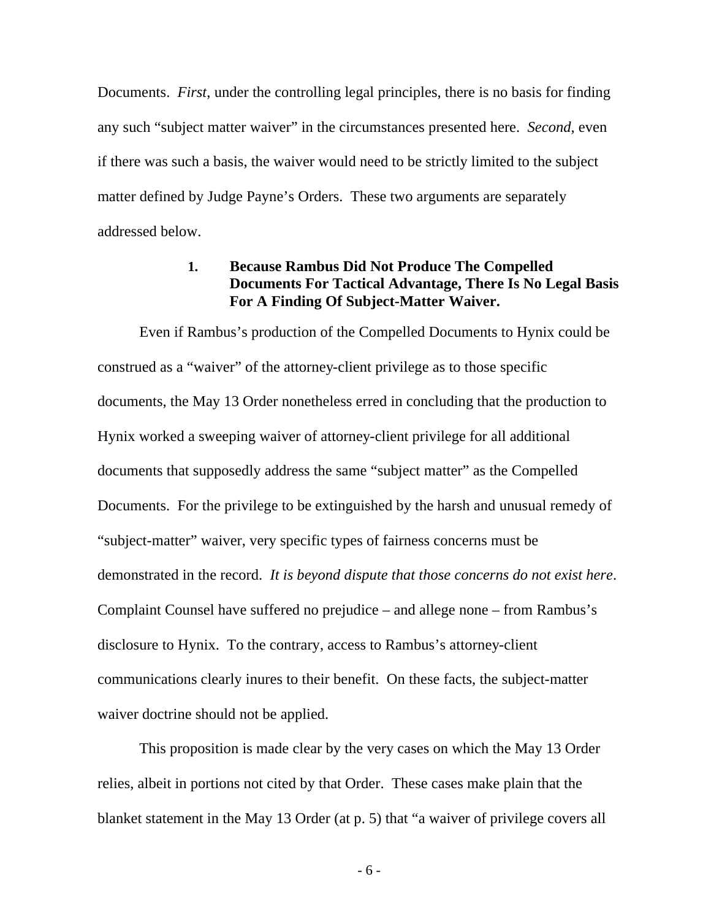Documents. *First*, under the controlling legal principles, there is no basis for finding any such "subject matter waiver" in the circumstances presented here. *Second*, even if there was such a basis, the waiver would need to be strictly limited to the subject matter defined by Judge Payne's Orders. These two arguments are separately addressed below.

### 1. Because Rambus Did Not Produce The Compelled Documents For Tactical Advantage, There Is No Legal Basis For A Finding Of Subject-Matter Waiver.

Even if Rambus's production of the Compelled Documents to Hynix could be construed as a "waiver" of the attorney-client privilege as to those specific documents, the May 13 Order nonetheless erred in concluding that the production to Hynix worked a sweeping waiver of attorney-client privilege for all additional documents that supposedly address the same "subject matter" as the Compelled Documents. For the privilege to be extinguished by the harsh and unusual remedy of "subject-matter" waiver, very specific types of fairness concerns must be demonstrated in the record. *It is beyond dispute that those concerns do not exist here*. Complaint Counsel have suffered no prejudice – and allege none – from Rambus's disclosure to Hynix. To the contrary, access to Rambus's attorney-client communications clearly inures to their benefit. On these facts, the subject-matter waiver doctrine should not be applied.

This proposition is made clear by the very cases on which the May 13 Order relies, albeit in portions not cited by that Order. These cases make plain that the blanket statement in the May 13 Order (at p. 5) that "a waiver of privilege covers all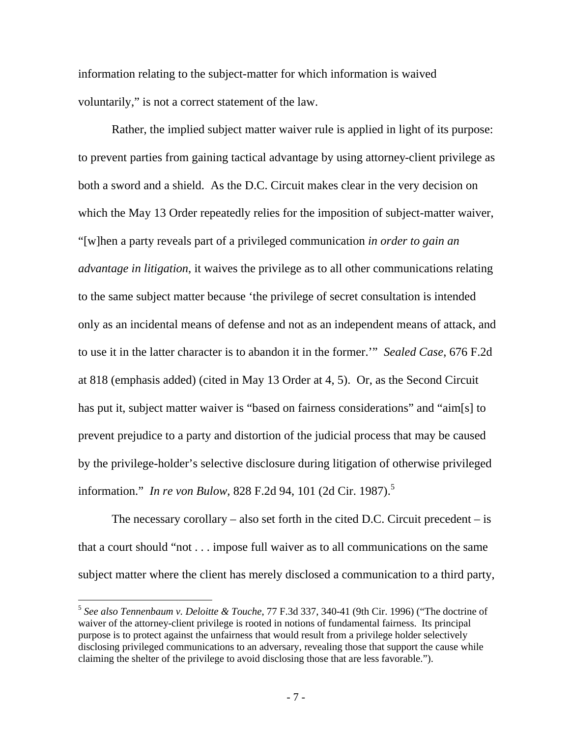information relating to the subject-matter for which information is waived voluntarily," is not a correct statement of the law.

Rather, the implied subject matter waiver rule is applied in light of its purpose: to prevent parties from gaining tactical advantage by using attorney-client privilege as both a sword and a shield. As the D.C. Circuit makes clear in the very decision on which the May 13 Order repeatedly relies for the imposition of subject-matter waiver, "[w]hen a party reveals part of a privileged communication *in order to gain an advantage in litigation*, it waives the privilege as to all other communications relating to the same subject matter because 'the privilege of secret consultation is intended only as an incidental means of defense and not as an independent means of attack, and to use it in the latter character is to abandon it in the former.'" *Sealed Case*, 676 F.2d at 818 (emphasis added) (cited in May 13 Order at 4, 5). Or, as the Second Circuit has put it, subject matter waiver is "based on fairness considerations" and "aim[s] to prevent prejudice to a party and distortion of the judicial process that may be caused by the privilege-holder's selective disclosure during litigation of otherwise privileged information." *In re von Bulow*, 828 F.2d 94, 101 (2d Cir. 1987).[5]

The necessary corollary – also set forth in the cited D.C. Circuit precedent – is that a court should "not . . . impose full waiver as to all communications on the same subject matter where the client has merely disclosed a communication to a third party,

[5] *See also Tennenbaum v. Deloitte & Touche*, 77 F.3d 337, 340-41 (9th Cir. 1996) ("The doctrine of waiver of the attorney-client privilege is rooted in notions of fundamental fairness. Its principal purpose is to protect against the unfairness that would result from a privilege holder selectively disclosing privileged communications to an adversary, revealing those that support the cause while claiming the shelter of the privilege to avoid disclosing those that are less favorable.").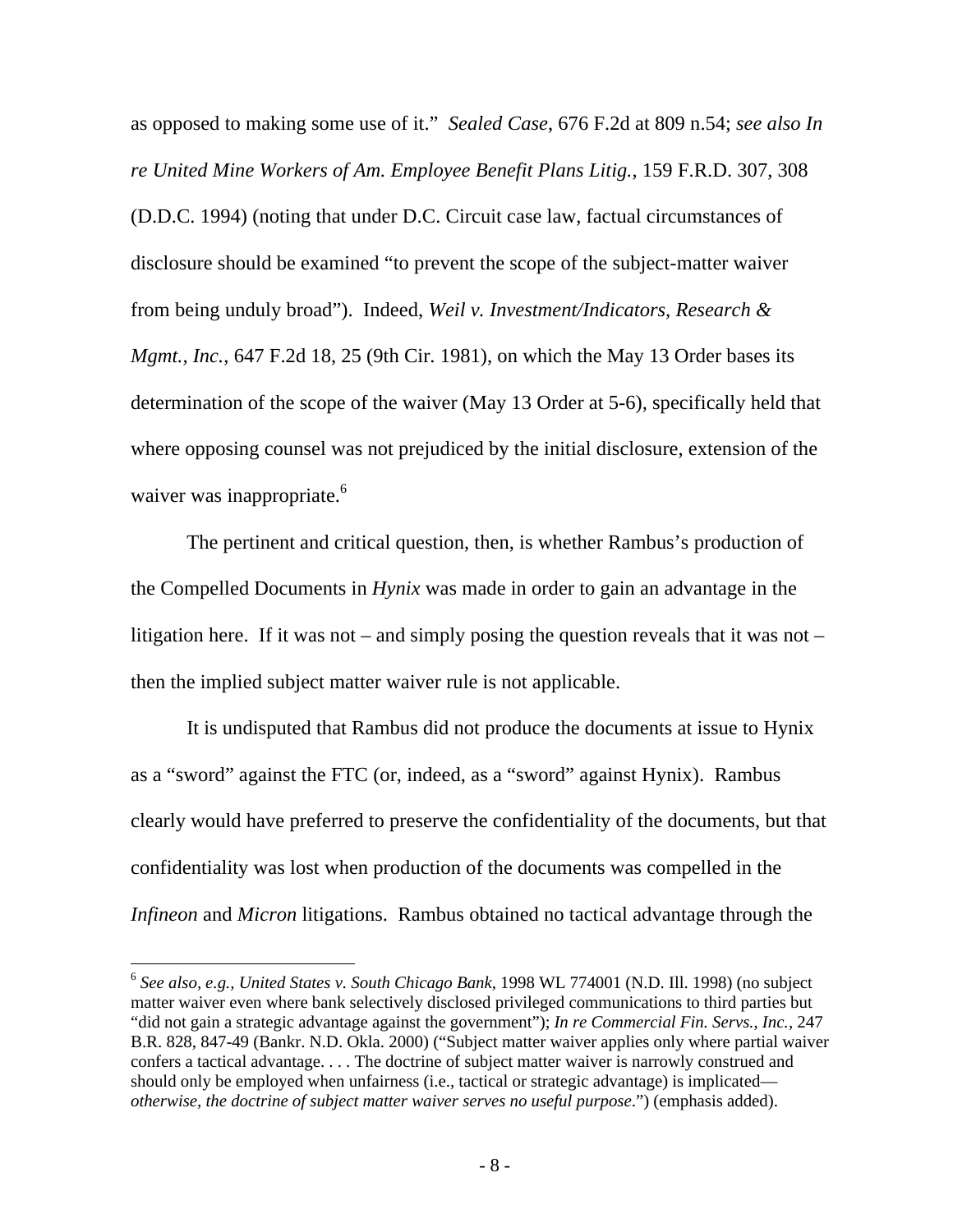as opposed to making some use of it." *Sealed Case*, 676 F.2d at 809 n.54; *see also In re United Mine Workers of Am. Employee Benefit Plans Litig.*, 159 F.R.D. 307, 308 (D.D.C. 1994) (noting that under D.C. Circuit case law, factual circumstances of disclosure should be examined "to prevent the scope of the subject-matter waiver from being unduly broad"). Indeed, *Weil v. Investment/Indicators, Research & Mgmt., Inc.*, 647 F.2d 18, 25 (9th Cir. 1981), on which the May 13 Order bases its determination of the scope of the waiver (May 13 Order at 5-6), specifically held that where opposing counsel was not prejudiced by the initial disclosure, extension of the waiver was inappropriate.[6]

The pertinent and critical question, then, is whether Rambus's production of the Compelled Documents in *Hynix* was made in order to gain an advantage in the litigation here. If it was not – and simply posing the question reveals that it was not – then the implied subject matter waiver rule is not applicable.

It is undisputed that Rambus did not produce the documents at issue to Hynix as a "sword" against the FTC (or, indeed, as a "sword" against Hynix). Rambus clearly would have preferred to preserve the confidentiality of the documents, but that confidentiality was lost when production of the documents was compelled in the *Infineon* and *Micron* litigations. Rambus obtained no tactical advantage through the

---

[6] *See also, e.g., United States v. South Chicago Bank*, 1998 WL 774001 (N.D. Ill. 1998) (no subject matter waiver even where bank selectively disclosed privileged communications to third parties but "did not gain a strategic advantage against the government"); *In re Commercial Fin. Servs., Inc.*, 247 B.R. 828, 847-49 (Bankr. N.D. Okla. 2000) ("Subject matter waiver applies only where partial waiver confers a tactical advantage. . . . The doctrine of subject matter waiver is narrowly construed and should only be employed when unfairness (i.e., tactical or strategic advantage) is implicated—*otherwise, the doctrine of subject matter waiver serves no useful purpose*.") (emphasis added).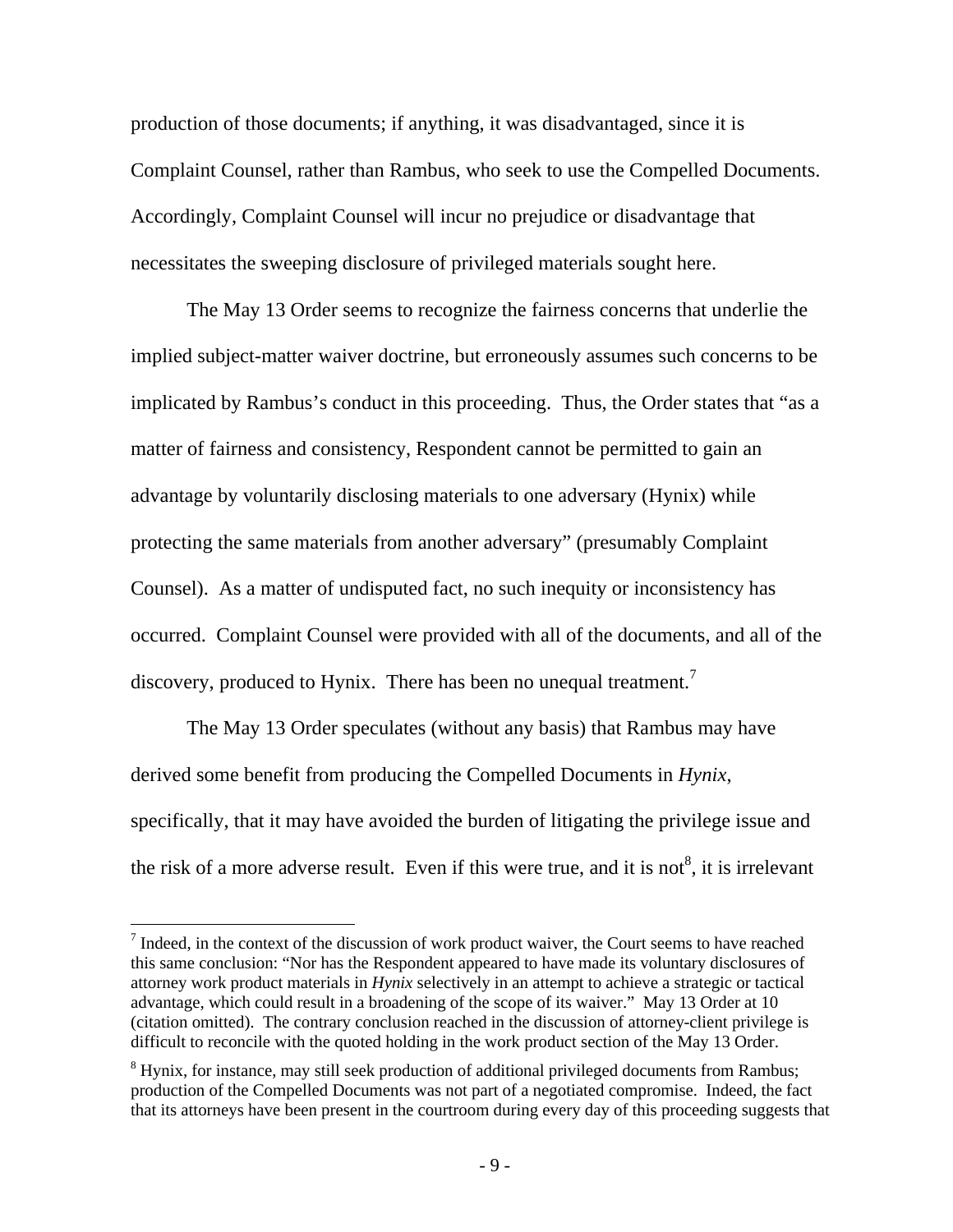production of those documents; if anything, it was disadvantaged, since it is Complaint Counsel, rather than Rambus, who seek to use the Compelled Documents. Accordingly, Complaint Counsel will incur no prejudice or disadvantage that necessitates the sweeping disclosure of privileged materials sought here.

The May 13 Order seems to recognize the fairness concerns that underlie the implied subject-matter waiver doctrine, but erroneously assumes such concerns to be implicated by Rambus's conduct in this proceeding. Thus, the Order states that "as a matter of fairness and consistency, Respondent cannot be permitted to gain an advantage by voluntarily disclosing materials to one adversary (Hynix) while protecting the same materials from another adversary" (presumably Complaint Counsel). As a matter of undisputed fact, no such inequity or inconsistency has occurred. Complaint Counsel were provided with all of the documents, and all of the discovery, produced to Hynix. There has been no unequal treatment.[7]

The May 13 Order speculates (without any basis) that Rambus may have derived some benefit from producing the Compelled Documents in *Hynix*, specifically, that it may have avoided the burden of litigating the privilege issue and the risk of a more adverse result. Even if this were true, and it is not[8], it is irrelevant

---

[7] Indeed, in the context of the discussion of work product waiver, the Court seems to have reached this same conclusion: "Nor has the Respondent appeared to have made its voluntary disclosures of attorney work product materials in *Hynix* selectively in an attempt to achieve a strategic or tactical advantage, which could result in a broadening of the scope of its waiver." May 13 Order at 10 (citation omitted). The contrary conclusion reached in the discussion of attorney-client privilege is difficult to reconcile with the quoted holding in the work product section of the May 13 Order.

[8] Hynix, for instance, may still seek production of additional privileged documents from Rambus; production of the Compelled Documents was not part of a negotiated compromise. Indeed, the fact that its attorneys have been present in the courtroom during every day of this proceeding suggests that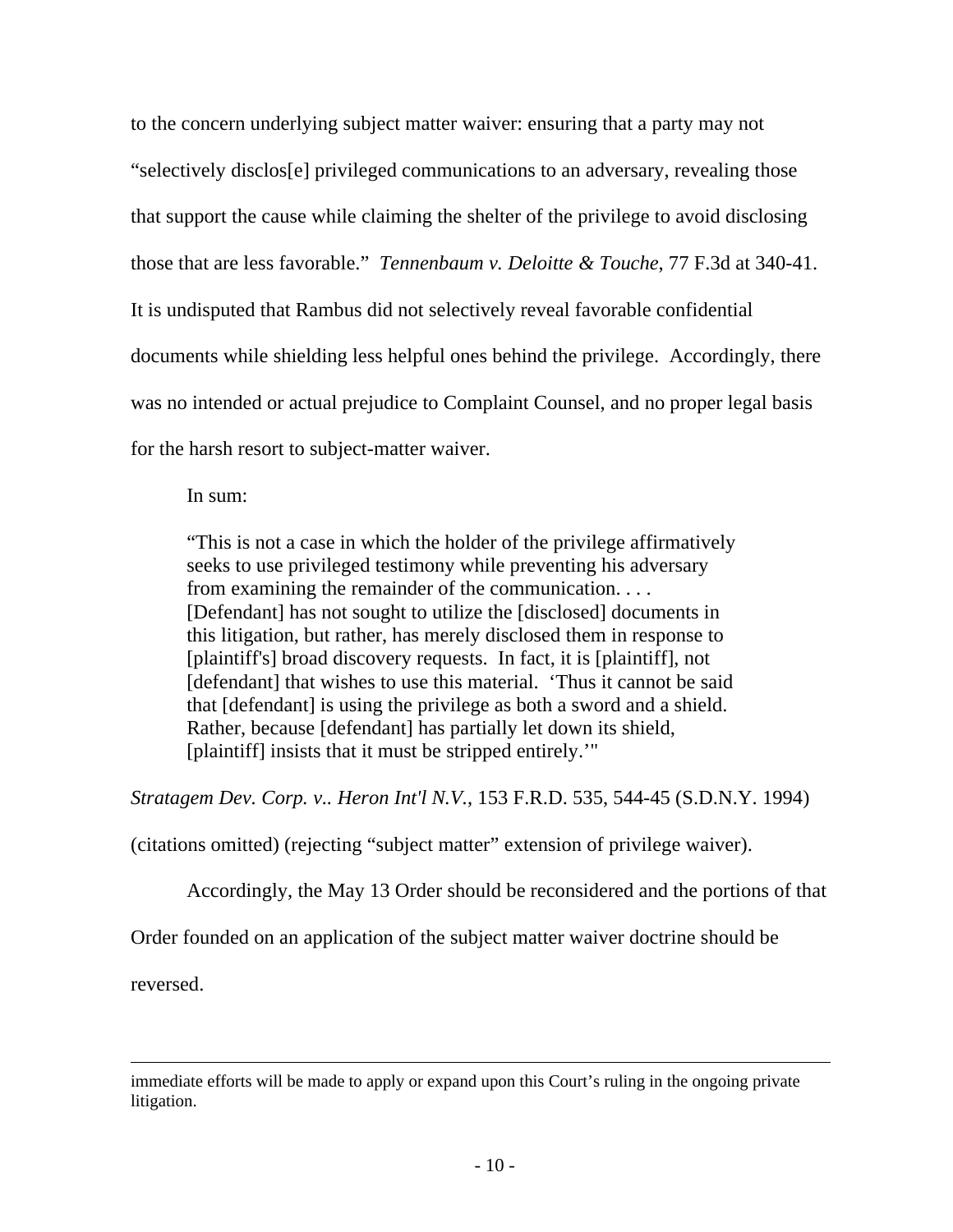to the concern underlying subject matter waiver: ensuring that a party may not "selectively disclos[e] privileged communications to an adversary, revealing those that support the cause while claiming the shelter of the privilege to avoid disclosing those that are less favorable." *Tennenbaum v. Deloitte & Touche*, 77 F.3d at 340-41. It is undisputed that Rambus did not selectively reveal favorable confidential documents while shielding less helpful ones behind the privilege. Accordingly, there was no intended or actual prejudice to Complaint Counsel, and no proper legal basis for the harsh resort to subject-matter waiver.

In sum:

> "This is not a case in which the holder of the privilege affirmatively seeks to use privileged testimony while preventing his adversary from examining the remainder of the communication. . . . [Defendant] has not sought to utilize the [disclosed] documents in this litigation, but rather, has merely disclosed them in response to [plaintiff's] broad discovery requests. In fact, it is [plaintiff], not [defendant] that wishes to use this material. 'Thus it cannot be said that [defendant] is using the privilege as both a sword and a shield. Rather, because [defendant] has partially let down its shield, [plaintiff] insists that it must be stripped entirely.'"

*Stratagem Dev. Corp. v.. Heron Int'l N.V.*, 153 F.R.D. 535, 544-45 (S.D.N.Y. 1994) (citations omitted) (rejecting "subject matter" extension of privilege waiver).

Accordingly, the May 13 Order should be reconsidered and the portions of that Order founded on an application of the subject matter waiver doctrine should be reversed.

---

immediate efforts will be made to apply or expand upon this Court's ruling in the ongoing private litigation.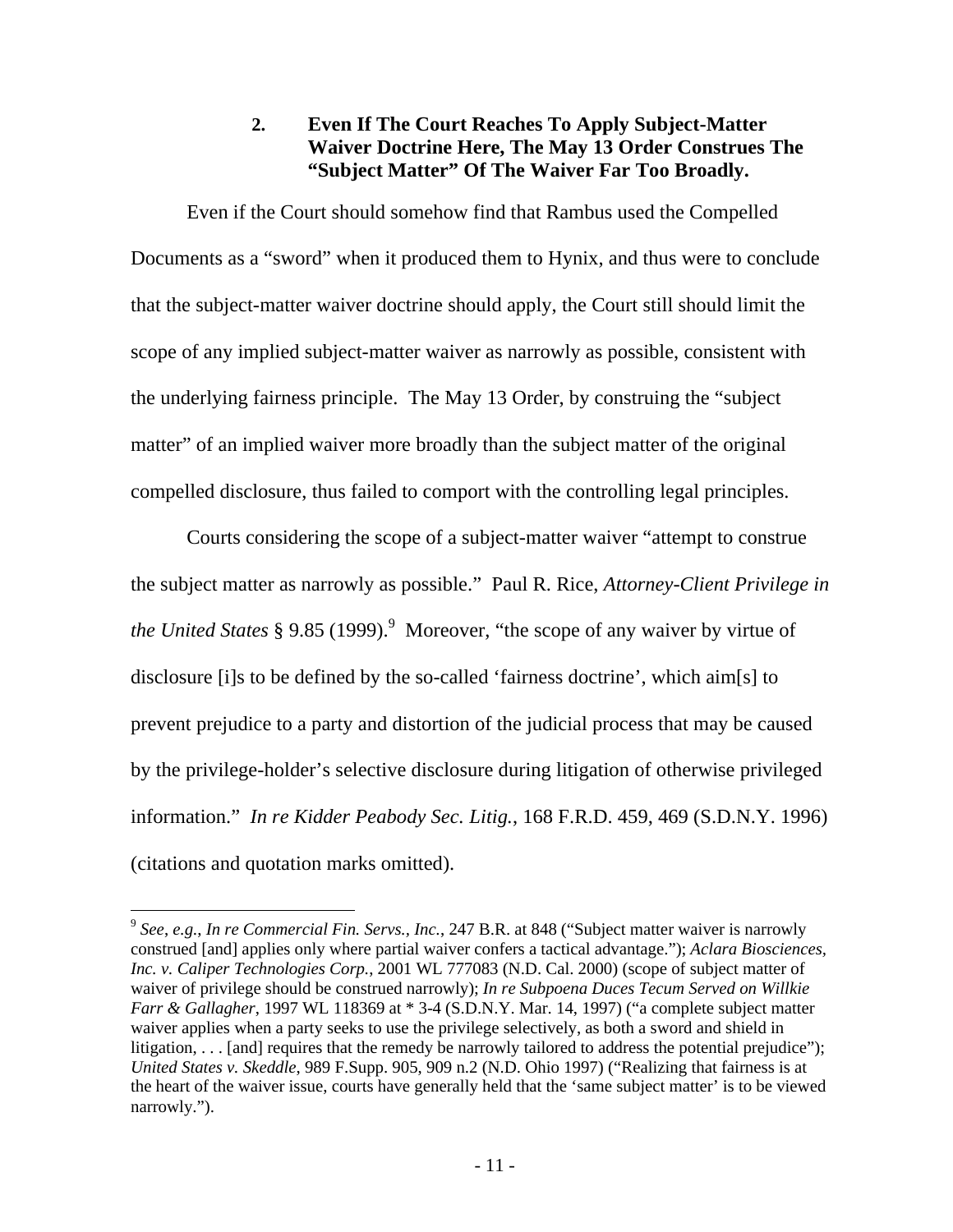### 2. Even If The Court Reaches To Apply Subject-Matter Waiver Doctrine Here, The May 13 Order Construes The "Subject Matter" Of The Waiver Far Too Broadly.

Even if the Court should somehow find that Rambus used the Compelled Documents as a "sword" when it produced them to Hynix, and thus were to conclude that the subject-matter waiver doctrine should apply, the Court still should limit the scope of any implied subject-matter waiver as narrowly as possible, consistent with the underlying fairness principle. The May 13 Order, by construing the "subject matter" of an implied waiver more broadly than the subject matter of the original compelled disclosure, thus failed to comport with the controlling legal principles.

Courts considering the scope of a subject-matter waiver "attempt to construe the subject matter as narrowly as possible." Paul R. Rice, *Attorney-Client Privilege in the United States* § 9.85 (1999).[9] Moreover, "the scope of any waiver by virtue of disclosure [i]s to be defined by the so-called 'fairness doctrine', which aim[s] to prevent prejudice to a party and distortion of the judicial process that may be caused by the privilege-holder's selective disclosure during litigation of otherwise privileged information." *In re Kidder Peabody Sec. Litig.*, 168 F.R.D. 459, 469 (S.D.N.Y. 1996) (citations and quotation marks omitted).

---

[9] *See*, *e.g.*, *In re Commercial Fin. Servs., Inc.*, 247 B.R. at 848 ("Subject matter waiver is narrowly construed [and] applies only where partial waiver confers a tactical advantage."); *Aclara Biosciences, Inc. v. Caliper Technologies Corp.*, 2001 WL 777083 (N.D. Cal. 2000) (scope of subject matter of waiver of privilege should be construed narrowly); *In re Subpoena Duces Tecum Served on Willkie Farr & Gallagher*, 1997 WL 118369 at * 3-4 (S.D.N.Y. Mar. 14, 1997) ("a complete subject matter waiver applies when a party seeks to use the privilege selectively, as both a sword and shield in litigation, . . . [and] requires that the remedy be narrowly tailored to address the potential prejudice"); *United States v. Skeddle*, 989 F.Supp. 905, 909 n.2 (N.D. Ohio 1997) ("Realizing that fairness is at the heart of the waiver issue, courts have generally held that the 'same subject matter' is to be viewed narrowly.").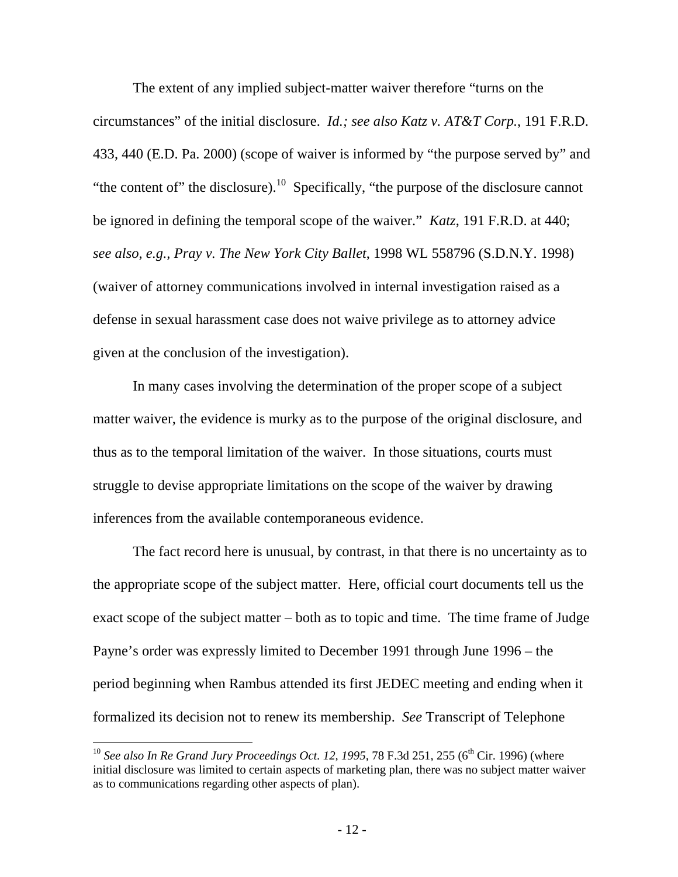The extent of any implied subject-matter waiver therefore "turns on the circumstances" of the initial disclosure. *Id.; see also Katz v. AT&T Corp.*, 191 F.R.D. 433, 440 (E.D. Pa. 2000) (scope of waiver is informed by "the purpose served by" and "the content of" the disclosure).[10] Specifically, "the purpose of the disclosure cannot be ignored in defining the temporal scope of the waiver." *Katz*, 191 F.R.D. at 440; *see also, e.g., Pray v. The New York City Ballet*, 1998 WL 558796 (S.D.N.Y. 1998) (waiver of attorney communications involved in internal investigation raised as a defense in sexual harassment case does not waive privilege as to attorney advice given at the conclusion of the investigation).

In many cases involving the determination of the proper scope of a subject matter waiver, the evidence is murky as to the purpose of the original disclosure, and thus as to the temporal limitation of the waiver. In those situations, courts must struggle to devise appropriate limitations on the scope of the waiver by drawing inferences from the available contemporaneous evidence.

The fact record here is unusual, by contrast, in that there is no uncertainty as to the appropriate scope of the subject matter. Here, official court documents tell us the exact scope of the subject matter – both as to topic and time. The time frame of Judge Payne's order was expressly limited to December 1991 through June 1996 – the period beginning when Rambus attended its first JEDEC meeting and ending when it formalized its decision not to renew its membership. *See* Transcript of Telephone

---

[10] *See also In Re Grand Jury Proceedings Oct. 12, 1995*, 78 F.3d 251, 255 (6th Cir. 1996) (where initial disclosure was limited to certain aspects of marketing plan, there was no subject matter waiver as to communications regarding other aspects of plan).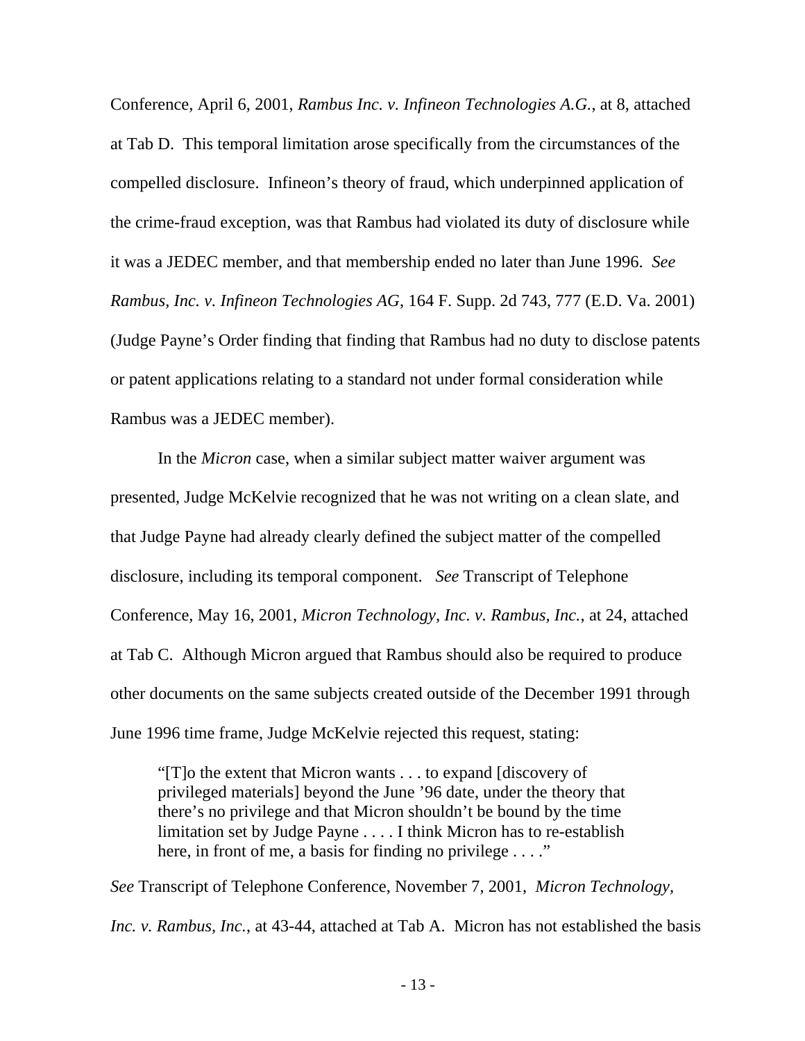Conference, April 6, 2001, *Rambus Inc. v. Infineon Technologies A.G.*, at 8, attached at Tab D. This temporal limitation arose specifically from the circumstances of the compelled disclosure. Infineon's theory of fraud, which underpinned application of the crime-fraud exception, was that Rambus had violated its duty of disclosure while it was a JEDEC member, and that membership ended no later than June 1996. *See Rambus, Inc. v. Infineon Technologies AG*, 164 F. Supp. 2d 743, 777 (E.D. Va. 2001) (Judge Payne's Order finding that finding that Rambus had no duty to disclose patents or patent applications relating to a standard not under formal consideration while Rambus was a JEDEC member).

In the *Micron* case, when a similar subject matter waiver argument was presented, Judge McKelvie recognized that he was not writing on a clean slate, and that Judge Payne had already clearly defined the subject matter of the compelled disclosure, including its temporal component. *See* Transcript of Telephone Conference, May 16, 2001, *Micron Technology, Inc. v. Rambus, Inc.*, at 24, attached at Tab C. Although Micron argued that Rambus should also be required to produce other documents on the same subjects created outside of the December 1991 through June 1996 time frame, Judge McKelvie rejected this request, stating:

> "[T]o the extent that Micron wants . . . to expand [discovery of privileged materials] beyond the June '96 date, under the theory that there's no privilege and that Micron shouldn't be bound by the time limitation set by Judge Payne . . . . I think Micron has to re-establish here, in front of me, a basis for finding no privilege . . . ."

*See* Transcript of Telephone Conference, November 7, 2001, *Micron Technology, Inc. v. Rambus, Inc.*, at 43-44, attached at Tab A. Micron has not established the basis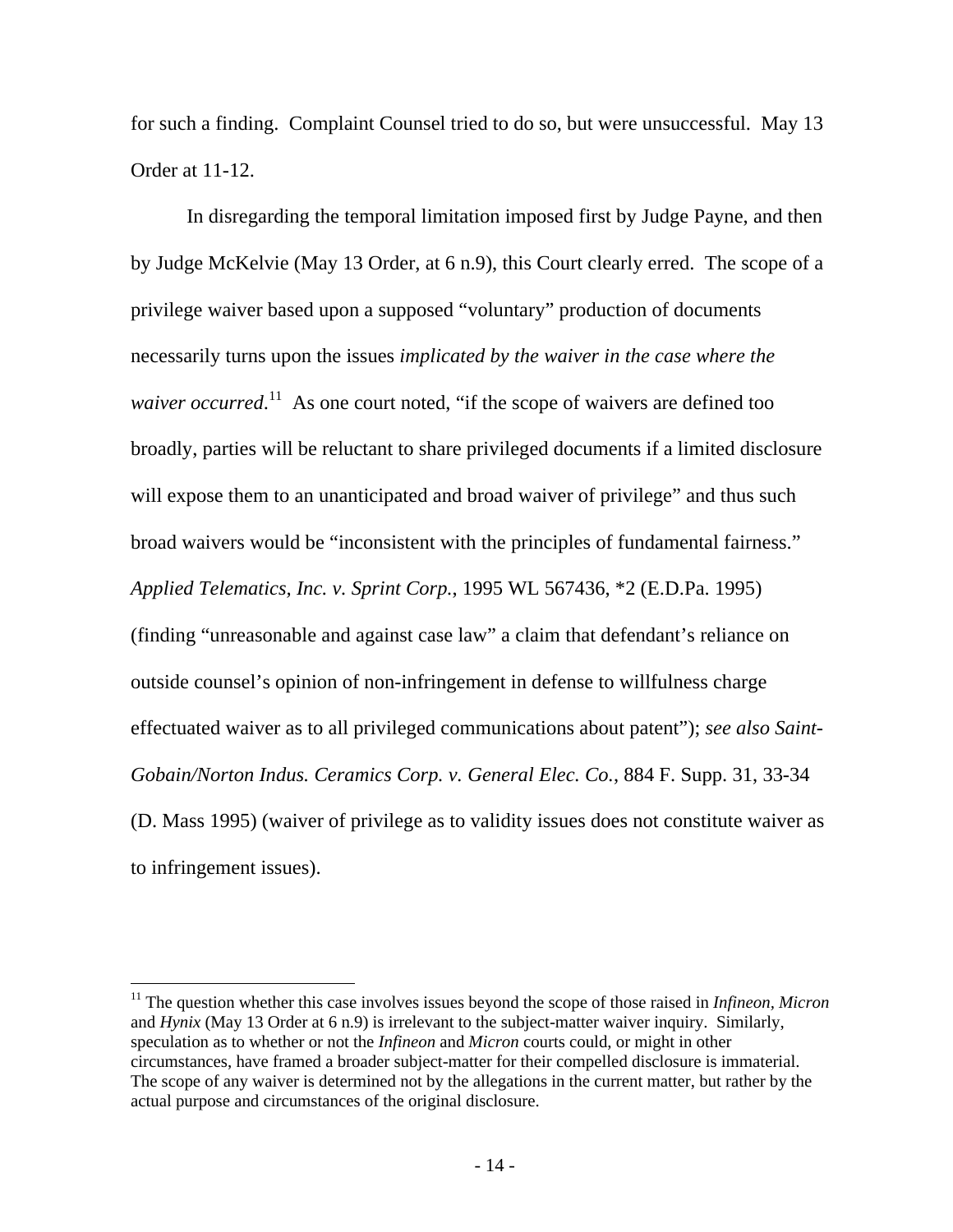for such a finding. Complaint Counsel tried to do so, but were unsuccessful. May 13 Order at 11-12.

In disregarding the temporal limitation imposed first by Judge Payne, and then by Judge McKelvie (May 13 Order, at 6 n.9), this Court clearly erred. The scope of a privilege waiver based upon a supposed "voluntary" production of documents necessarily turns upon the issues *implicated by the waiver in the case where the waiver occurred*.[11] As one court noted, "if the scope of waivers are defined too broadly, parties will be reluctant to share privileged documents if a limited disclosure will expose them to an unanticipated and broad waiver of privilege" and thus such broad waivers would be "inconsistent with the principles of fundamental fairness." *Applied Telematics, Inc. v. Sprint Corp.*, 1995 WL 567436, *2 (E.D.Pa. 1995) (finding "unreasonable and against case law" a claim that defendant's reliance on outside counsel's opinion of non-infringement in defense to willfulness charge effectuated waiver as to all privileged communications about patent"); *see also Saint-Gobain/Norton Indus. Ceramics Corp. v. General Elec. Co.*, 884 F. Supp. 31, 33-34 (D. Mass 1995) (waiver of privilege as to validity issues does not constitute waiver as to infringement issues).

---

[11] The question whether this case involves issues beyond the scope of those raised in *Infineon*, *Micron* and *Hynix* (May 13 Order at 6 n.9) is irrelevant to the subject-matter waiver inquiry. Similarly, speculation as to whether or not the *Infineon* and *Micron* courts could, or might in other circumstances, have framed a broader subject-matter for their compelled disclosure is immaterial. The scope of any waiver is determined not by the allegations in the current matter, but rather by the actual purpose and circumstances of the original disclosure.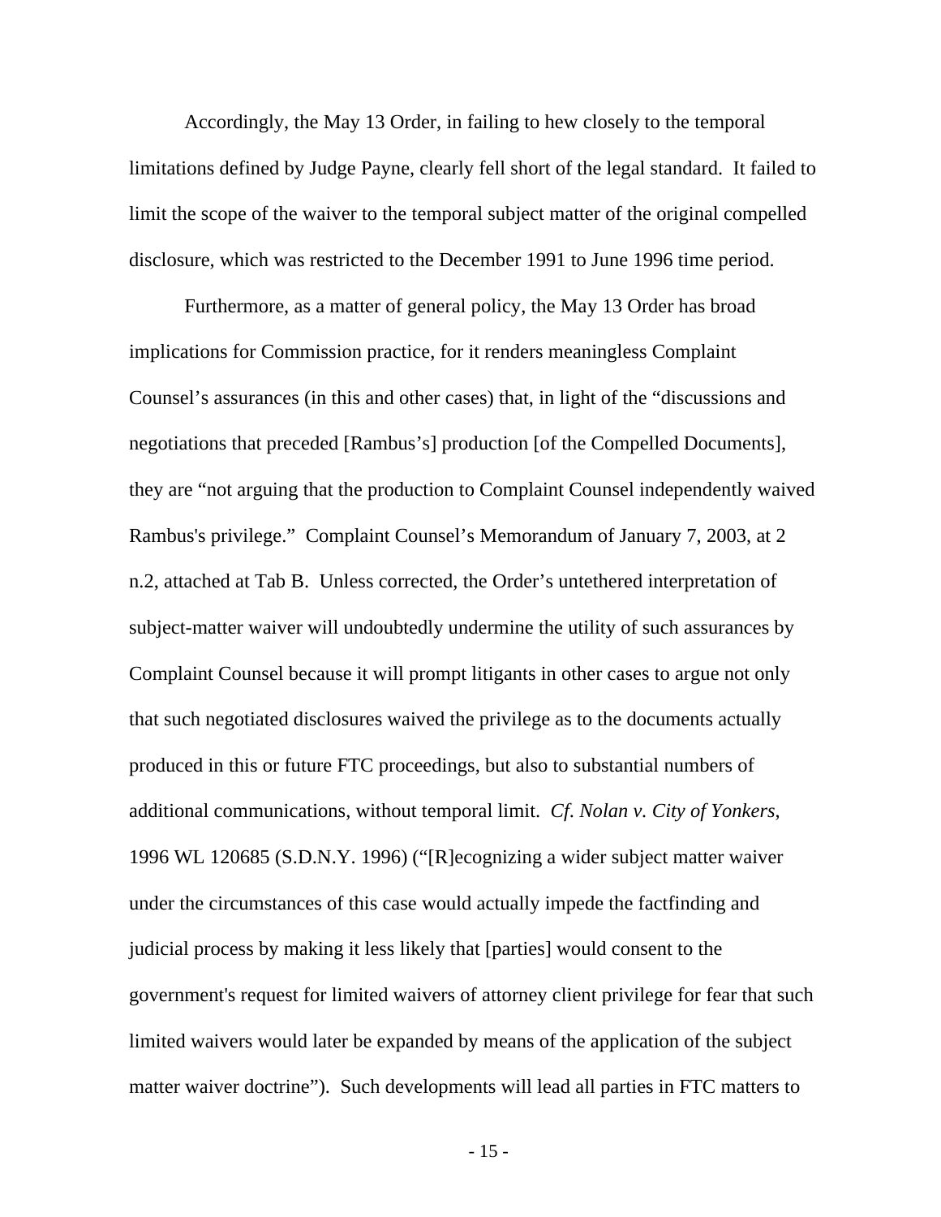Accordingly, the May 13 Order, in failing to hew closely to the temporal limitations defined by Judge Payne, clearly fell short of the legal standard. It failed to limit the scope of the waiver to the temporal subject matter of the original compelled disclosure, which was restricted to the December 1991 to June 1996 time period.

Furthermore, as a matter of general policy, the May 13 Order has broad implications for Commission practice, for it renders meaningless Complaint Counsel's assurances (in this and other cases) that, in light of the "discussions and negotiations that preceded [Rambus's] production [of the Compelled Documents], they are "not arguing that the production to Complaint Counsel independently waived Rambus's privilege." Complaint Counsel's Memorandum of January 7, 2003, at 2 n.2, attached at Tab B. Unless corrected, the Order's untethered interpretation of subject-matter waiver will undoubtedly undermine the utility of such assurances by Complaint Counsel because it will prompt litigants in other cases to argue not only that such negotiated disclosures waived the privilege as to the documents actually produced in this or future FTC proceedings, but also to substantial numbers of additional communications, without temporal limit. *Cf. Nolan v. City of Yonkers*, 1996 WL 120685 (S.D.N.Y. 1996) ("[R]ecognizing a wider subject matter waiver under the circumstances of this case would actually impede the factfinding and judicial process by making it less likely that [parties] would consent to the government's request for limited waivers of attorney client privilege for fear that such limited waivers would later be expanded by means of the application of the subject matter waiver doctrine"). Such developments will lead all parties in FTC matters to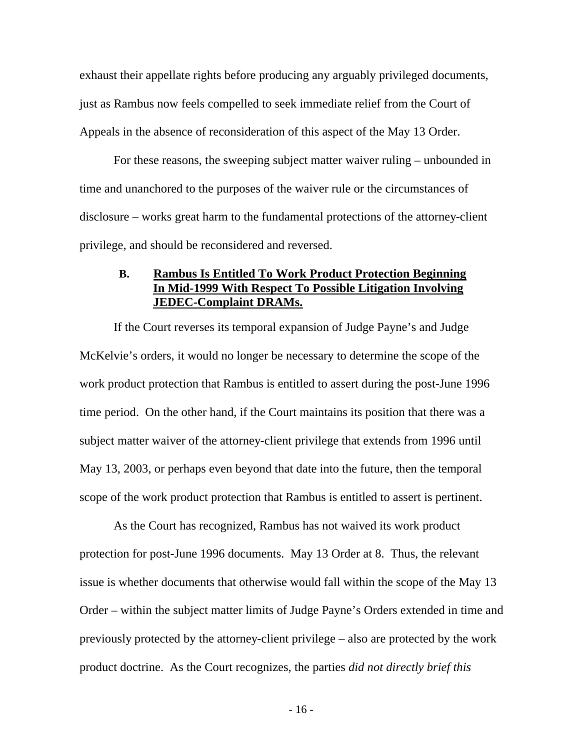exhaust their appellate rights before producing any arguably privileged documents, just as Rambus now feels compelled to seek immediate relief from the Court of Appeals in the absence of reconsideration of this aspect of the May 13 Order.

For these reasons, the sweeping subject matter waiver ruling – unbounded in time and unanchored to the purposes of the waiver rule or the circumstances of disclosure – works great harm to the fundamental protections of the attorney-client privilege, and should be reconsidered and reversed.

### B. <u>Rambus Is Entitled To Work Product Protection Beginning In Mid-1999 With Respect To Possible Litigation Involving JEDEC-Complaint DRAMs.</u>

If the Court reverses its temporal expansion of Judge Payne's and Judge McKelvie's orders, it would no longer be necessary to determine the scope of the work product protection that Rambus is entitled to assert during the post-June 1996 time period. On the other hand, if the Court maintains its position that there was a subject matter waiver of the attorney-client privilege that extends from 1996 until May 13, 2003, or perhaps even beyond that date into the future, then the temporal scope of the work product protection that Rambus is entitled to assert is pertinent.

As the Court has recognized, Rambus has not waived its work product protection for post-June 1996 documents. May 13 Order at 8. Thus, the relevant issue is whether documents that otherwise would fall within the scope of the May 13 Order – within the subject matter limits of Judge Payne's Orders extended in time and previously protected by the attorney-client privilege – also are protected by the work product doctrine. As the Court recognizes, the parties *did not directly brief this*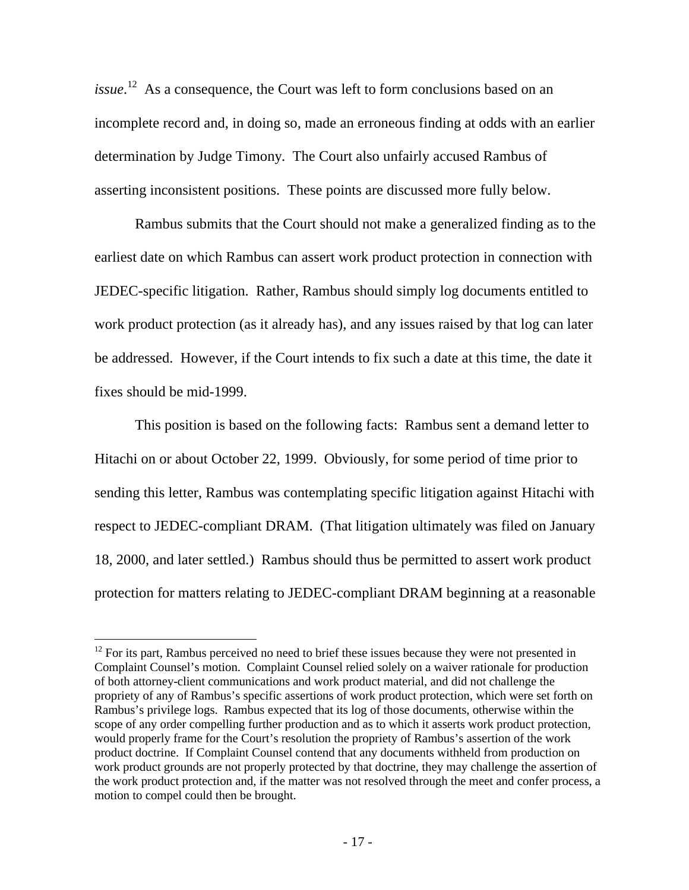*issue*.[12] As a consequence, the Court was left to form conclusions based on an incomplete record and, in doing so, made an erroneous finding at odds with an earlier determination by Judge Timony. The Court also unfairly accused Rambus of asserting inconsistent positions. These points are discussed more fully below.

Rambus submits that the Court should not make a generalized finding as to the earliest date on which Rambus can assert work product protection in connection with JEDEC-specific litigation. Rather, Rambus should simply log documents entitled to work product protection (as it already has), and any issues raised by that log can later be addressed. However, if the Court intends to fix such a date at this time, the date it fixes should be mid-1999.

This position is based on the following facts: Rambus sent a demand letter to Hitachi on or about October 22, 1999. Obviously, for some period of time prior to sending this letter, Rambus was contemplating specific litigation against Hitachi with respect to JEDEC-compliant DRAM. (That litigation ultimately was filed on January 18, 2000, and later settled.) Rambus should thus be permitted to assert work product protection for matters relating to JEDEC-compliant DRAM beginning at a reasonable

---

[12] For its part, Rambus perceived no need to brief these issues because they were not presented in Complaint Counsel's motion. Complaint Counsel relied solely on a waiver rationale for production of both attorney-client communications and work product material, and did not challenge the propriety of any of Rambus's specific assertions of work product protection, which were set forth on Rambus's privilege logs. Rambus expected that its log of those documents, otherwise within the scope of any order compelling further production and as to which it asserts work product protection, would properly frame for the Court's resolution the propriety of Rambus's assertion of the work product doctrine. If Complaint Counsel contend that any documents withheld from production on work product grounds are not properly protected by that doctrine, they may challenge the assertion of the work product protection and, if the matter was not resolved through the meet and confer process, a motion to compel could then be brought.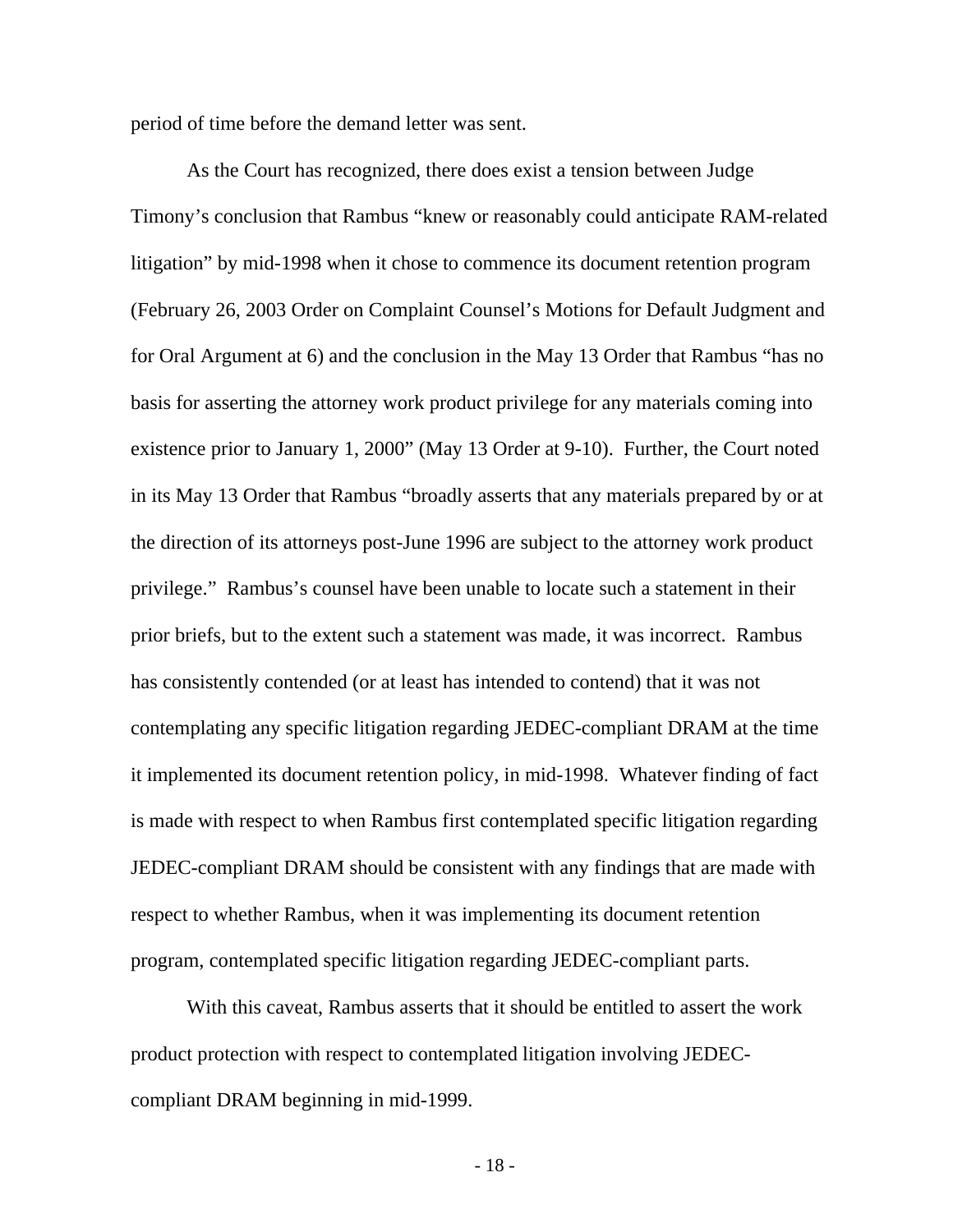period of time before the demand letter was sent.

As the Court has recognized, there does exist a tension between Judge Timony's conclusion that Rambus "knew or reasonably could anticipate RAM-related litigation" by mid-1998 when it chose to commence its document retention program (February 26, 2003 Order on Complaint Counsel's Motions for Default Judgment and for Oral Argument at 6) and the conclusion in the May 13 Order that Rambus "has no basis for asserting the attorney work product privilege for any materials coming into existence prior to January 1, 2000" (May 13 Order at 9-10). Further, the Court noted in its May 13 Order that Rambus "broadly asserts that any materials prepared by or at the direction of its attorneys post-June 1996 are subject to the attorney work product privilege." Rambus's counsel have been unable to locate such a statement in their prior briefs, but to the extent such a statement was made, it was incorrect. Rambus has consistently contended (or at least has intended to contend) that it was not contemplating any specific litigation regarding JEDEC-compliant DRAM at the time it implemented its document retention policy, in mid-1998. Whatever finding of fact is made with respect to when Rambus first contemplated specific litigation regarding JEDEC-compliant DRAM should be consistent with any findings that are made with respect to whether Rambus, when it was implementing its document retention program, contemplated specific litigation regarding JEDEC-compliant parts.

With this caveat, Rambus asserts that it should be entitled to assert the work product protection with respect to contemplated litigation involving JEDEC-compliant DRAM beginning in mid-1999.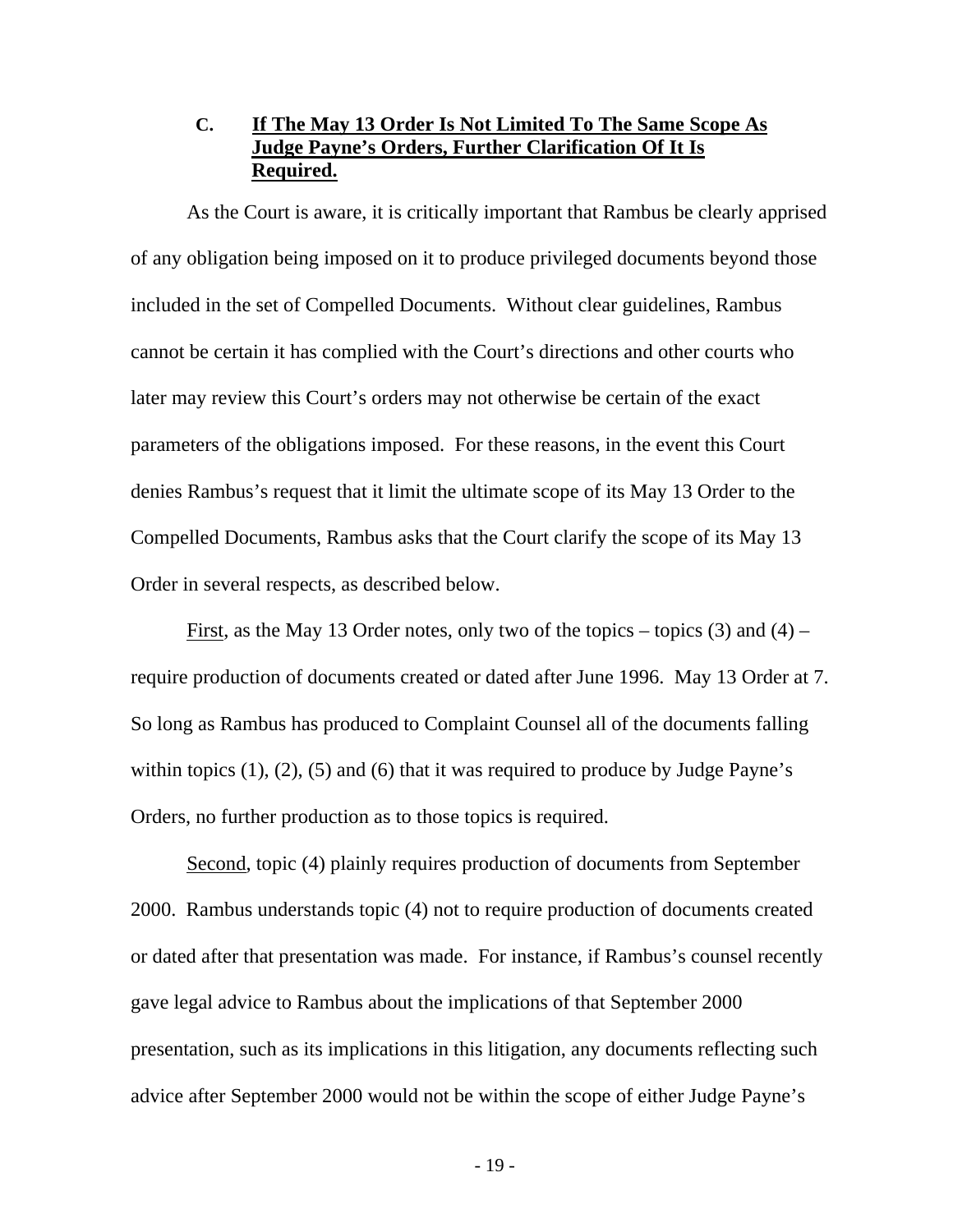### C. <u>If The May 13 Order Is Not Limited To The Same Scope As Judge Payne's Orders, Further Clarification Of It Is Required.</u>

As the Court is aware, it is critically important that Rambus be clearly apprised of any obligation being imposed on it to produce privileged documents beyond those included in the set of Compelled Documents. Without clear guidelines, Rambus cannot be certain it has complied with the Court's directions and other courts who later may review this Court's orders may not otherwise be certain of the exact parameters of the obligations imposed. For these reasons, in the event this Court denies Rambus's request that it limit the ultimate scope of its May 13 Order to the Compelled Documents, Rambus asks that the Court clarify the scope of its May 13 Order in several respects, as described below.

<u>First</u>, as the May 13 Order notes, only two of the topics – topics (3) and (4) – require production of documents created or dated after June 1996. May 13 Order at 7. So long as Rambus has produced to Complaint Counsel all of the documents falling within topics (1), (2), (5) and (6) that it was required to produce by Judge Payne's Orders, no further production as to those topics is required.

<u>Second</u>, topic (4) plainly requires production of documents from September 2000. Rambus understands topic (4) not to require production of documents created or dated after that presentation was made. For instance, if Rambus's counsel recently gave legal advice to Rambus about the implications of that September 2000 presentation, such as its implications in this litigation, any documents reflecting such advice after September 2000 would not be within the scope of either Judge Payne's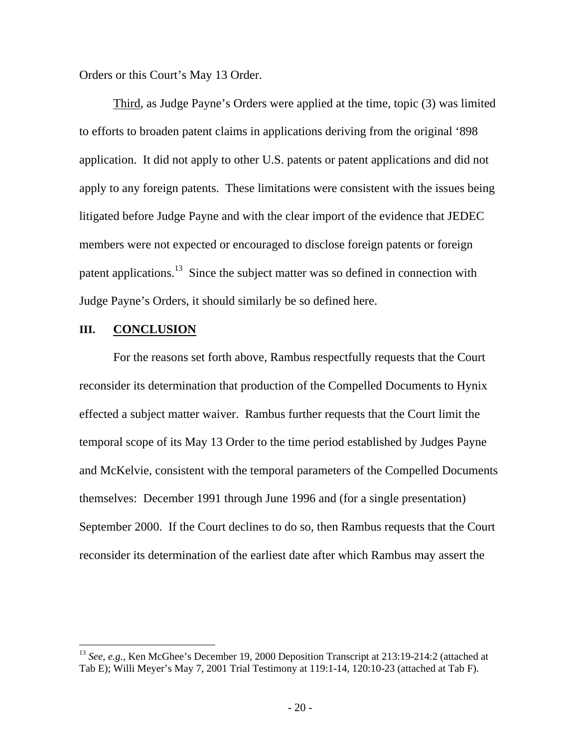Orders or this Court's May 13 Order.

Third, as Judge Payne's Orders were applied at the time, topic (3) was limited to efforts to broaden patent claims in applications deriving from the original '898 application. It did not apply to other U.S. patents or patent applications and did not apply to any foreign patents. These limitations were consistent with the issues being litigated before Judge Payne and with the clear import of the evidence that JEDEC members were not expected or encouraged to disclose foreign patents or foreign patent applications.[13] Since the subject matter was so defined in connection with Judge Payne's Orders, it should similarly be so defined here.

## III. CONCLUSION

For the reasons set forth above, Rambus respectfully requests that the Court reconsider its determination that production of the Compelled Documents to Hynix effected a subject matter waiver. Rambus further requests that the Court limit the temporal scope of its May 13 Order to the time period established by Judges Payne and McKelvie, consistent with the temporal parameters of the Compelled Documents themselves: December 1991 through June 1996 and (for a single presentation) September 2000. If the Court declines to do so, then Rambus requests that the Court reconsider its determination of the earliest date after which Rambus may assert the

---

[13] *See, e.g.*, Ken McGhee's December 19, 2000 Deposition Transcript at 213:19-214:2 (attached at Tab E); Willi Meyer's May 7, 2001 Trial Testimony at 119:1-14, 120:10-23 (attached at Tab F).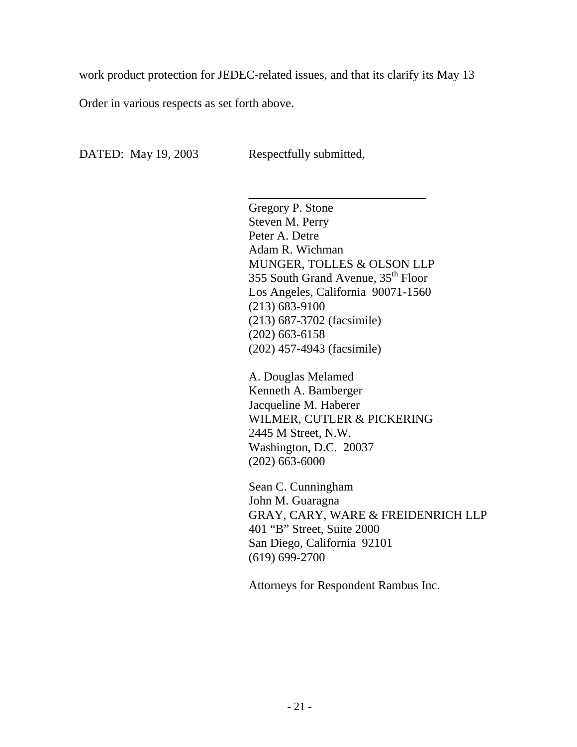work product protection for JEDEC-related issues, and that its clarify its May 13 Order in various respects as set forth above.

DATED: May 19, 2003

Respectfully submitted,

\_\_\_\_\_\_\_\_\_\_\_\_\_\_\_\_\_\_\_\_\_\_\_\_\_\_\_\_\_\_

Gregory P. Stone  
Steven M. Perry  
Peter A. Detre  
Adam R. Wichman  
MUNGER, TOLLES & OLSON LLP  
355 South Grand Avenue, 35th Floor  
Los Angeles, California 90071-1560  
(213) 683-9100  
(213) 687-3702 (facsimile)  
(202) 663-6158  
(202) 457-4943 (facsimile)

A. Douglas Melamed  
Kenneth A. Bamberger  
Jacqueline M. Haberer  
WILMER, CUTLER & PICKERING  
2445 M Street, N.W.  
Washington, D.C. 20037  
(202) 663-6000

Sean C. Cunningham  
John M. Guaragna  
GRAY, CARY, WARE & FREIDENRICH LLP  
401 "B" Street, Suite 2000  
San Diego, California 92101  
(619) 699-2700

Attorneys for Respondent Rambus Inc.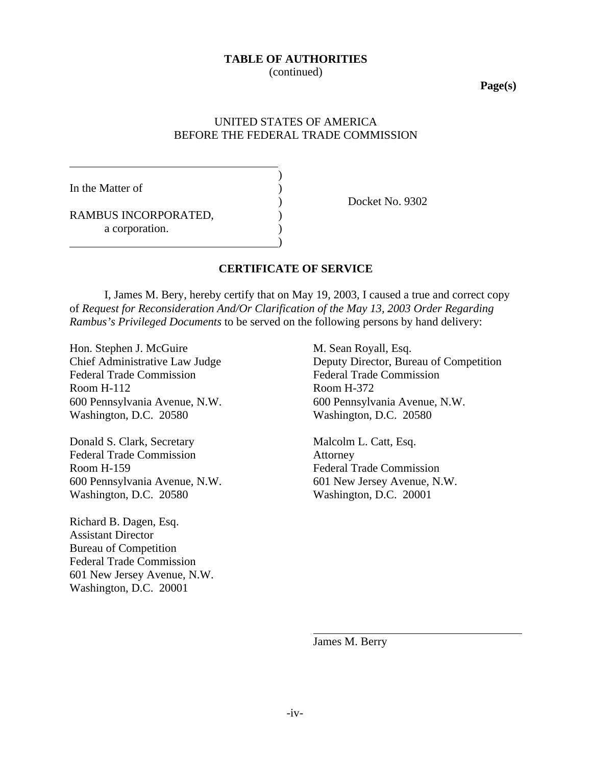**TABLE OF AUTHORITIES**
(continued)

**Page(s)**

UNITED STATES OF AMERICA
BEFORE THE FEDERAL TRADE COMMISSION

| | | |
|---|---|---|
| In the Matter of | ) | |
| | ) | Docket No. 9302 |
| RAMBUS INCORPORATED, a corporation. | ) | |

## CERTIFICATE OF SERVICE

I, James M. Bery, hereby certify that on May 19, 2003, I caused a true and correct copy of *Request for Reconsideration And/Or Clarification of the May 13, 2003 Order Regarding Rambus's Privileged Documents* to be served on the following persons by hand delivery:

Hon. Stephen J. McGuire
Chief Administrative Law Judge
Federal Trade Commission
Room H-112
600 Pennsylvania Avenue, N.W.
Washington, D.C. 20580

Donald S. Clark, Secretary
Federal Trade Commission
Room H-159
600 Pennsylvania Avenue, N.W.
Washington, D.C. 20580

Richard B. Dagen, Esq.
Assistant Director
Bureau of Competition
Federal Trade Commission
601 New Jersey Avenue, N.W.
Washington, D.C. 20001

M. Sean Royall, Esq.
Deputy Director, Bureau of Competition
Federal Trade Commission
Room H-372
600 Pennsylvania Avenue, N.W.
Washington, D.C. 20580

Malcolm L. Catt, Esq.
Attorney
Federal Trade Commission
601 New Jersey Avenue, N.W.
Washington, D.C. 20001

James M. Berry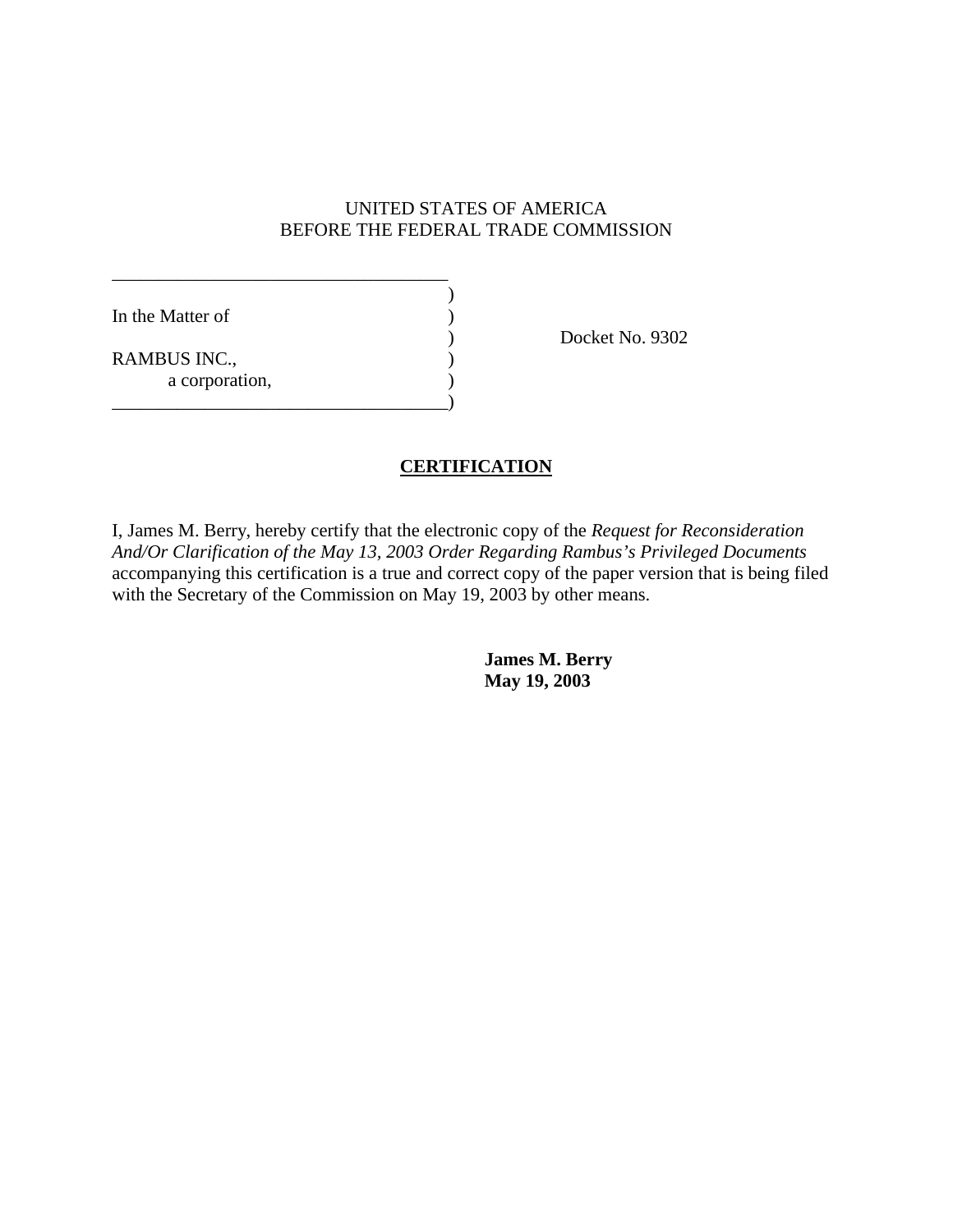UNITED STATES OF AMERICA
BEFORE THE FEDERAL TRADE COMMISSION

| | | |
|---|---|---|
| In the Matter of | ) | |
| | ) | Docket No. 9302 |
| RAMBUS INC., | ) | |
| a corporation, | ) | |

**CERTIFICATION**

I, James M. Berry, hereby certify that the electronic copy of the *Request for Reconsideration And/Or Clarification of the May 13, 2003 Order Regarding Rambus's Privileged Documents* accompanying this certification is a true and correct copy of the paper version that is being filed with the Secretary of the Commission on May 19, 2003 by other means.

**James M. Berry**
**May 19, 2003**